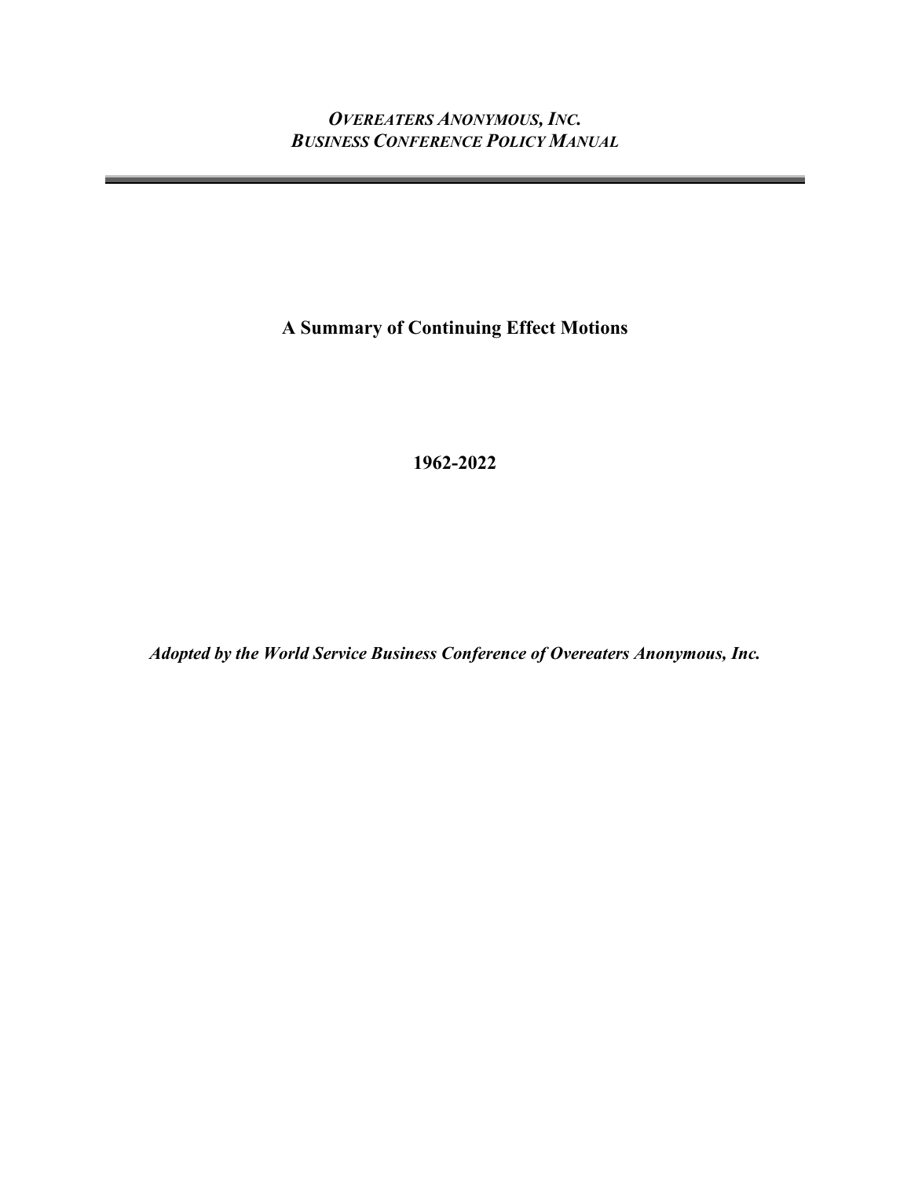*OVEREATERS ANONYMOUS, INC.*
*BUSINESS CONFERENCE POLICY MANUAL*

---

# A Summary of Continuing Effect Motions

**1962-2022**

***Adopted by the World Service Business Conference of Overeaters Anonymous, Inc.***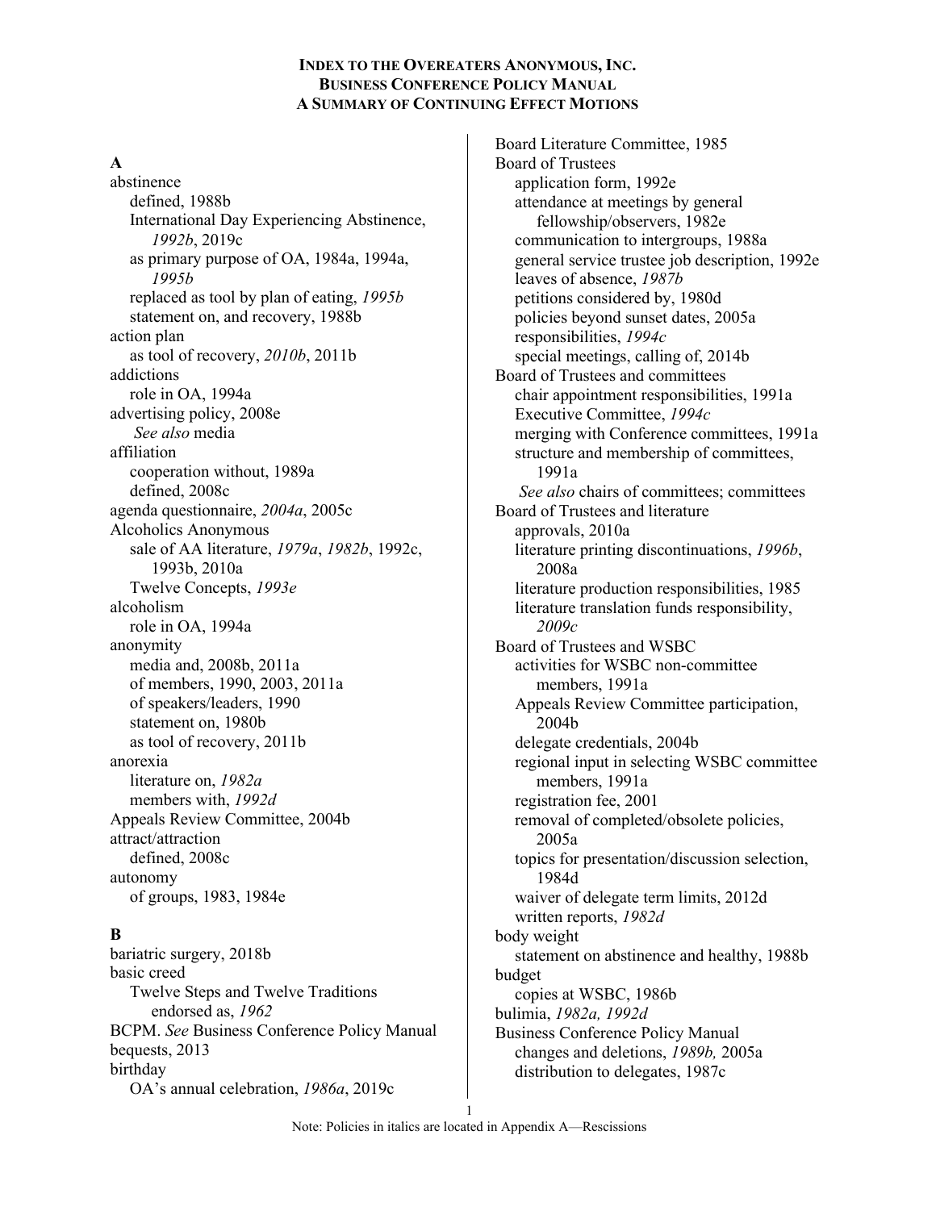# INDEX TO THE OVEREATERS ANONYMOUS, INC. BUSINESS CONFERENCE POLICY MANUAL A SUMMARY OF CONTINUING EFFECT MOTIONS

## A

abstinence
- defined, 1988b
- International Day Experiencing Abstinence, *1992b*, 2019c
- as primary purpose of OA, 1984a, 1994a, *1995b*
- replaced as tool by plan of eating, *1995b*
- statement on, and recovery, 1988b

action plan
- as tool of recovery, *2010b*, 2011b

addictions
- role in OA, 1994a

advertising policy, 2008e
- *See also* media

affiliation
- cooperation without, 1989a
- defined, 2008c

agenda questionnaire, *2004a*, 2005c

Alcoholics Anonymous
- sale of AA literature, *1979a*, *1982b*, 1992c, 1993b, 2010a
- Twelve Concepts, *1993e*

alcoholism
- role in OA, 1994a

anonymity
- media and, 2008b, 2011a
- of members, 1990, 2003, 2011a
- of speakers/leaders, 1990
- statement on, 1980b
- as tool of recovery, 2011b

anorexia
- literature on, *1982a*
- members with, *1992d*

Appeals Review Committee, 2004b

attract/attraction
- defined, 2008c

autonomy
- of groups, 1983, 1984e

## B

bariatric surgery, 2018b

basic creed
- Twelve Steps and Twelve Traditions endorsed as, *1962*

BCPM. *See* Business Conference Policy Manual

bequests, 2013

birthday
- OA's annual celebration, *1986a*, 2019c

Board Literature Committee, 1985

Board of Trustees
- application form, 1992e
- attendance at meetings by general fellowship/observers, 1982e
- communication to intergroups, 1988a
- general service trustee job description, 1992e
- leaves of absence, *1987b*
- petitions considered by, 1980d
- policies beyond sunset dates, 2005a
- responsibilities, *1994c*
- special meetings, calling of, 2014b

Board of Trustees and committees
- chair appointment responsibilities, 1991a
- Executive Committee, *1994c*
- merging with Conference committees, 1991a
- structure and membership of committees, 1991a
- *See also* chairs of committees; committees

Board of Trustees and literature
- approvals, 2010a
- literature printing discontinuations, *1996b*, 2008a
- literature production responsibilities, 1985
- literature translation funds responsibility, *2009c*

Board of Trustees and WSBC
- activities for WSBC non-committee members, 1991a
- Appeals Review Committee participation, 2004b
- delegate credentials, 2004b
- regional input in selecting WSBC committee members, 1991a
- registration fee, 2001
- removal of completed/obsolete policies, 2005a
- topics for presentation/discussion selection, 1984d
- waiver of delegate term limits, 2012d
- written reports, *1982d*

body weight
- statement on abstinence and healthy, 1988b

budget
- copies at WSBC, 1986b

bulimia, *1982a, 1992d*

Business Conference Policy Manual
- changes and deletions, *1989b,* 2005a
- distribution to delegates, 1987c

Note: Policies in italics are located in Appendix A—Rescissions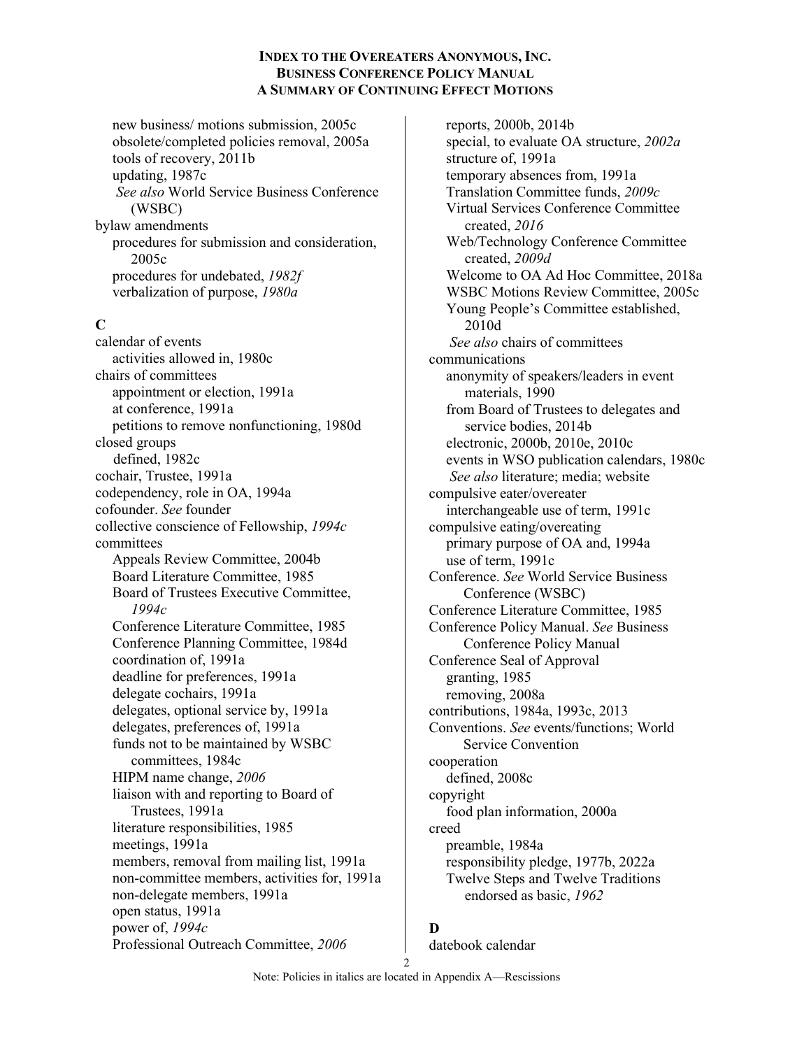new business/ motions submission, 2005c
obsolete/completed policies removal, 2005a
tools of recovery, 2011b
updating, 1987c
*See also* World Service Business Conference (WSBC)

bylaw amendments
procedures for submission and consideration, 2005c
procedures for undebated, *1982f*
verbalization of purpose, *1980a*

## C

calendar of events
activities allowed in, 1980c

chairs of committees
appointment or election, 1991a
at conference, 1991a
petitions to remove nonfunctioning, 1980d

closed groups
defined, 1982c

cochair, Trustee, 1991a

codependency, role in OA, 1994a

cofounder. *See* founder

collective conscience of Fellowship, *1994c*

committees
Appeals Review Committee, 2004b
Board Literature Committee, 1985
Board of Trustees Executive Committee, *1994c*
Conference Literature Committee, 1985
Conference Planning Committee, 1984d
coordination of, 1991a
deadline for preferences, 1991a
delegate cochairs, 1991a
delegates, optional service by, 1991a
delegates, preferences of, 1991a
funds not to be maintained by WSBC committees, 1984c
HIPM name change, *2006*
liaison with and reporting to Board of Trustees, 1991a
literature responsibilities, 1985
meetings, 1991a
members, removal from mailing list, 1991a
non-committee members, activities for, 1991a
non-delegate members, 1991a
open status, 1991a
power of, *1994c*
Professional Outreach Committee, *2006*
reports, 2000b, 2014b
special, to evaluate OA structure, *2002a*
structure of, 1991a
temporary absences from, 1991a
Translation Committee funds, *2009c*
Virtual Services Conference Committee created, *2016*
Web/Technology Conference Committee created, *2009d*
Welcome to OA Ad Hoc Committee, 2018a
WSBC Motions Review Committee, 2005c
Young People's Committee established, 2010d
*See also* chairs of committees

communications
anonymity of speakers/leaders in event materials, 1990
from Board of Trustees to delegates and service bodies, 2014b
electronic, 2000b, 2010e, 2010c
events in WSO publication calendars, 1980c
*See also* literature; media; website

compulsive eater/overeater
interchangeable use of term, 1991c

compulsive eating/overeating
primary purpose of OA and, 1994a
use of term, 1991c

Conference. *See* World Service Business Conference (WSBC)

Conference Literature Committee, 1985

Conference Policy Manual. *See* Business Conference Policy Manual

Conference Seal of Approval
granting, 1985
removing, 2008a

contributions, 1984a, 1993c, 2013

Conventions. *See* events/functions; World Service Convention

cooperation
defined, 2008c

copyright
food plan information, 2000a

creed
preamble, 1984a
responsibility pledge, 1977b, 2022a
Twelve Steps and Twelve Traditions endorsed as basic, *1962*

## D

datebook calendar

Note: Policies in italics are located in Appendix A—Rescissions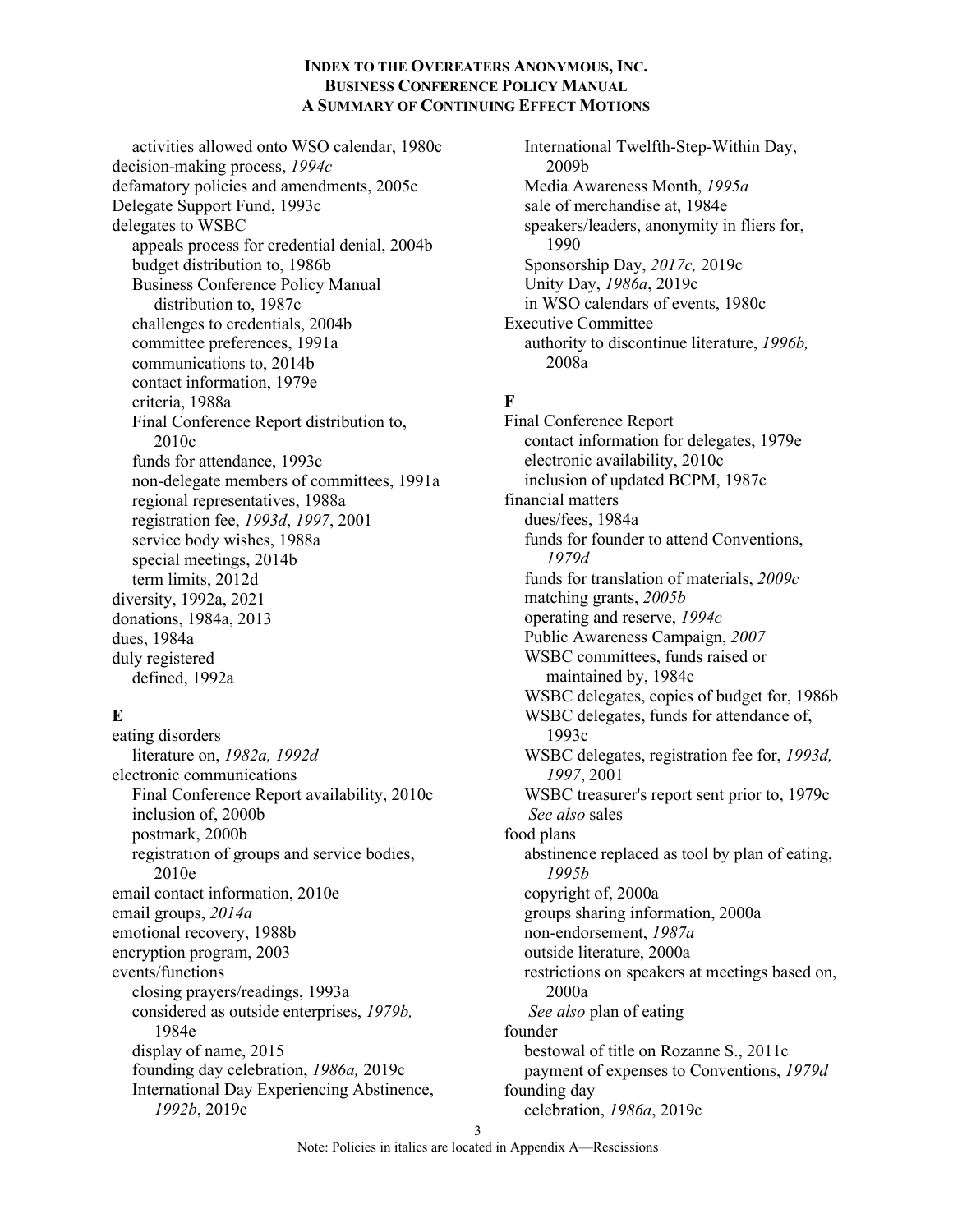- activities allowed onto WSO calendar, 1980c

decision-making process, *1994c*

defamatory policies and amendments, 2005c

Delegate Support Fund, 1993c

delegates to WSBC
- appeals process for credential denial, 2004b
- budget distribution to, 1986b
- Business Conference Policy Manual distribution to, 1987c
- challenges to credentials, 2004b
- committee preferences, 1991a
- communications to, 2014b
- contact information, 1979e
- criteria, 1988a
- Final Conference Report distribution to, 2010c
- funds for attendance, 1993c
- non-delegate members of committees, 1991a
- regional representatives, 1988a
- registration fee, *1993d*, *1997*, 2001
- service body wishes, 1988a
- special meetings, 2014b
- term limits, 2012d

diversity, 1992a, 2021

donations, 1984a, 2013

dues, 1984a

duly registered
- defined, 1992a

**E**

eating disorders
- literature on, *1982a, 1992d*

electronic communications
- Final Conference Report availability, 2010c
- inclusion of, 2000b
- postmark, 2000b
- registration of groups and service bodies, 2010e

email contact information, 2010e

email groups, *2014a*

emotional recovery, 1988b

encryption program, 2003

events/functions
- closing prayers/readings, 1993a
- considered as outside enterprises, *1979b,* 1984e
- display of name, 2015
- founding day celebration, *1986a,* 2019c
- International Day Experiencing Abstinence, *1992b*, 2019c
- International Twelfth-Step-Within Day, 2009b
- Media Awareness Month, *1995a*
- sale of merchandise at, 1984e
- speakers/leaders, anonymity in fliers for, 1990
- Sponsorship Day, *2017c,* 2019c
- Unity Day, *1986a*, 2019c
- in WSO calendars of events, 1980c

Executive Committee
- authority to discontinue literature, *1996b,* 2008a

**F**

Final Conference Report
- contact information for delegates, 1979e
- electronic availability, 2010c
- inclusion of updated BCPM, 1987c

financial matters
- dues/fees, 1984a
- funds for founder to attend Conventions, *1979d*
- funds for translation of materials, *2009c*
- matching grants, *2005b*
- operating and reserve, *1994c*
- Public Awareness Campaign, *2007*
- WSBC committees, funds raised or maintained by, 1984c
- WSBC delegates, copies of budget for, 1986b
- WSBC delegates, funds for attendance of, 1993c
- WSBC delegates, registration fee for, *1993d, 1997*, 2001
- WSBC treasurer's report sent prior to, 1979c
- *See also* sales

food plans
- abstinence replaced as tool by plan of eating, *1995b*
- copyright of, 2000a
- groups sharing information, 2000a
- non-endorsement, *1987a*
- outside literature, 2000a
- restrictions on speakers at meetings based on, 2000a
- *See also* plan of eating

founder
- bestowal of title on Rozanne S., 2011c
- payment of expenses to Conventions, *1979d*

founding day
- celebration, *1986a*, 2019c

Note: Policies in italics are located in Appendix A—Rescissions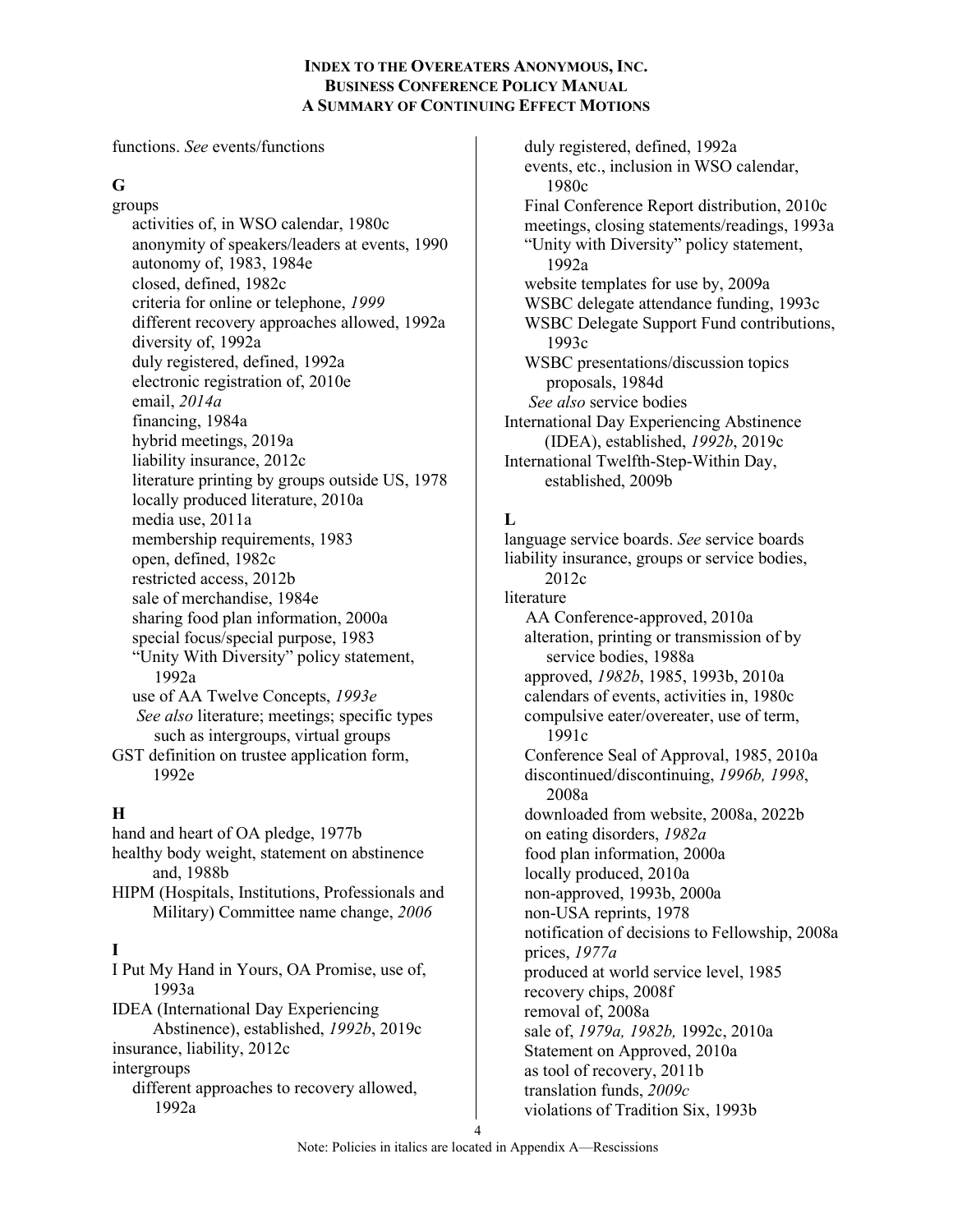functions. *See* events/functions

## G

groups
- activities of, in WSO calendar, 1980c
- anonymity of speakers/leaders at events, 1990
- autonomy of, 1983, 1984e
- closed, defined, 1982c
- criteria for online or telephone, *1999*
- different recovery approaches allowed, 1992a
- diversity of, 1992a
- duly registered, defined, 1992a
- electronic registration of, 2010e
- email, *2014a*
- financing, 1984a
- hybrid meetings, 2019a
- liability insurance, 2012c
- literature printing by groups outside US, 1978
- locally produced literature, 2010a
- media use, 2011a
- membership requirements, 1983
- open, defined, 1982c
- restricted access, 2012b
- sale of merchandise, 1984e
- sharing food plan information, 2000a
- special focus/special purpose, 1983
- "Unity With Diversity" policy statement, 1992a
- use of AA Twelve Concepts, *1993e*
- *See also* literature; meetings; specific types such as intergroups, virtual groups

GST definition on trustee application form, 1992e

## H

hand and heart of OA pledge, 1977b

healthy body weight, statement on abstinence and, 1988b

HIPM (Hospitals, Institutions, Professionals and Military) Committee name change, *2006*

## I

I Put My Hand in Yours, OA Promise, use of, 1993a

IDEA (International Day Experiencing Abstinence), established, *1992b*, 2019c

insurance, liability, 2012c

intergroups
- different approaches to recovery allowed, 1992a
- duly registered, defined, 1992a
- events, etc., inclusion in WSO calendar, 1980c
- Final Conference Report distribution, 2010c
- meetings, closing statements/readings, 1993a
- "Unity with Diversity" policy statement, 1992a
- website templates for use by, 2009a
- WSBC delegate attendance funding, 1993c
- WSBC Delegate Support Fund contributions, 1993c
- WSBC presentations/discussion topics proposals, 1984d
- *See also* service bodies

International Day Experiencing Abstinence (IDEA), established, *1992b*, 2019c

International Twelfth-Step-Within Day, established, 2009b

## L

language service boards. *See* service boards

liability insurance, groups or service bodies, 2012c

literature
- AA Conference-approved, 2010a
- alteration, printing or transmission of by service bodies, 1988a
- approved, *1982b*, 1985, 1993b, 2010a
- calendars of events, activities in, 1980c
- compulsive eater/overeater, use of term, 1991c
- Conference Seal of Approval, 1985, 2010a
- discontinued/discontinuing, *1996b, 1998*, 2008a
- downloaded from website, 2008a, 2022b
- on eating disorders, *1982a*
- food plan information, 2000a
- locally produced, 2010a
- non-approved, 1993b, 2000a
- non-USA reprints, 1978
- notification of decisions to Fellowship, 2008a
- prices, *1977a*
- produced at world service level, 1985
- recovery chips, 2008f
- removal of, 2008a
- sale of, *1979a, 1982b,* 1992c, 2010a
- Statement on Approved, 2010a
- as tool of recovery, 2011b
- translation funds, *2009c*
- violations of Tradition Six, 1993b

Note: Policies in italics are located in Appendix A—Rescissions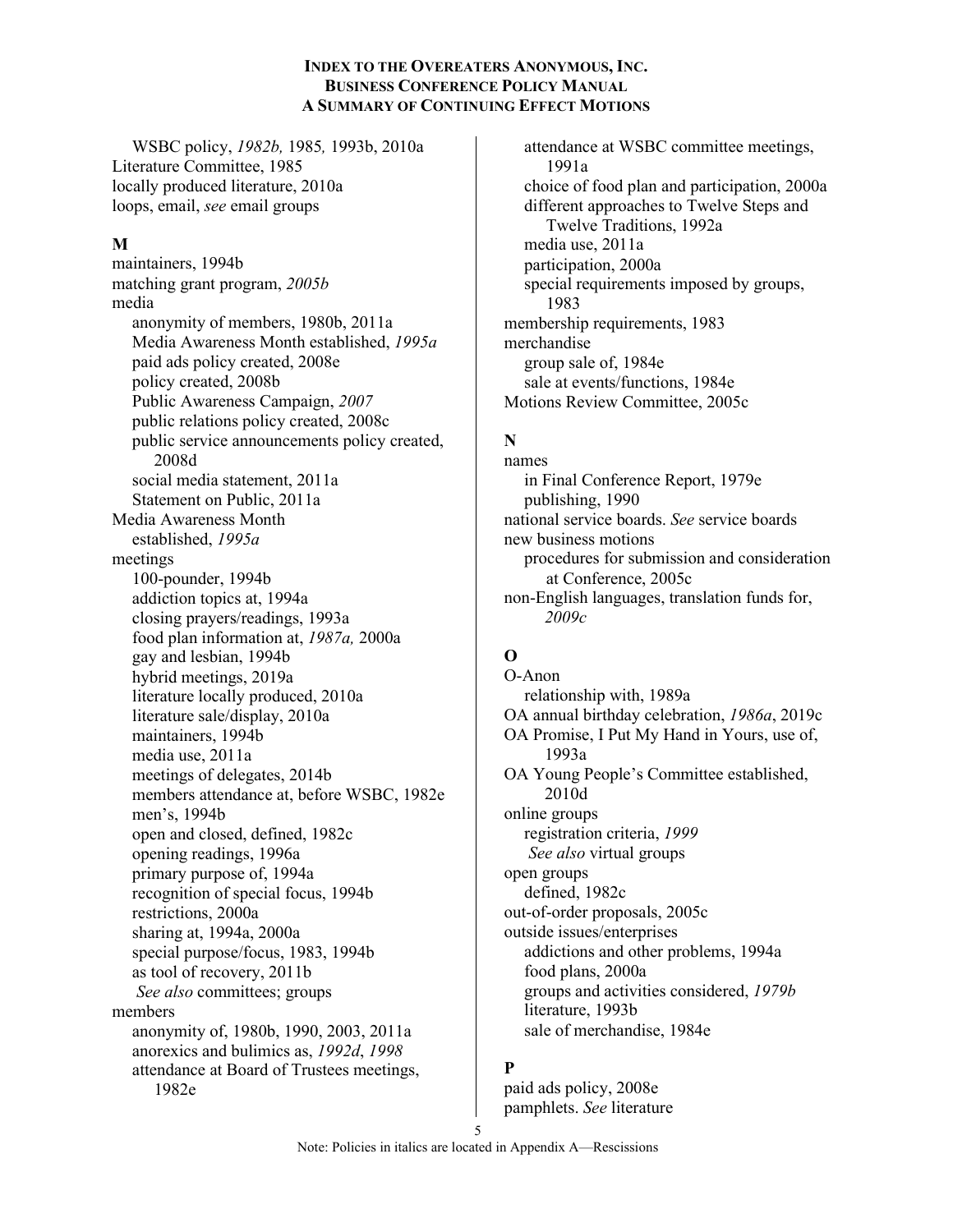WSBC policy, *1982b,* 1985*,* 1993b, 2010a
Literature Committee, 1985
locally produced literature, 2010a
loops, email, *see* email groups

**M**

maintainers, 1994b
matching grant program, *2005b*
media
  anonymity of members, 1980b, 2011a
  Media Awareness Month established, *1995a*
  paid ads policy created, 2008e
  policy created, 2008b
  Public Awareness Campaign, *2007*
  public relations policy created, 2008c
  public service announcements policy created, 2008d
  social media statement, 2011a
  Statement on Public, 2011a
Media Awareness Month
  established, *1995a*
meetings
  100-pounder, 1994b
  addiction topics at, 1994a
  closing prayers/readings, 1993a
  food plan information at, *1987a,* 2000a
  gay and lesbian, 1994b
  hybrid meetings, 2019a
  literature locally produced, 2010a
  literature sale/display, 2010a
  maintainers, 1994b
  media use, 2011a
  meetings of delegates, 2014b
  members attendance at, before WSBC, 1982e
  men's, 1994b
  open and closed, defined, 1982c
  opening readings, 1996a
  primary purpose of, 1994a
  recognition of special focus, 1994b
  restrictions, 2000a
  sharing at, 1994a, 2000a
  special purpose/focus, 1983, 1994b
  as tool of recovery, 2011b
  *See also* committees; groups
members
  anonymity of, 1980b, 1990, 2003, 2011a
  anorexics and bulimics as, *1992d*, *1998*
  attendance at Board of Trustees meetings, 1982e
  attendance at WSBC committee meetings, 1991a
  choice of food plan and participation, 2000a
  different approaches to Twelve Steps and Twelve Traditions, 1992a
  media use, 2011a
  participation, 2000a
  special requirements imposed by groups, 1983
membership requirements, 1983
merchandise
  group sale of, 1984e
  sale at events/functions, 1984e
Motions Review Committee, 2005c

**N**

names
  in Final Conference Report, 1979e
  publishing, 1990
national service boards. *See* service boards
new business motions
  procedures for submission and consideration at Conference, 2005c
non-English languages, translation funds for, *2009c*

**O**

O-Anon
  relationship with, 1989a
OA annual birthday celebration, *1986a*, 2019c
OA Promise, I Put My Hand in Yours, use of, 1993a
OA Young People's Committee established, 2010d
online groups
  registration criteria, *1999*
  *See also* virtual groups
open groups
  defined, 1982c
out-of-order proposals, 2005c
outside issues/enterprises
  addictions and other problems, 1994a
  food plans, 2000a
  groups and activities considered, *1979b*
  literature, 1993b
  sale of merchandise, 1984e

**P**

paid ads policy, 2008e
pamphlets. *See* literature

Note: Policies in italics are located in Appendix A—Rescissions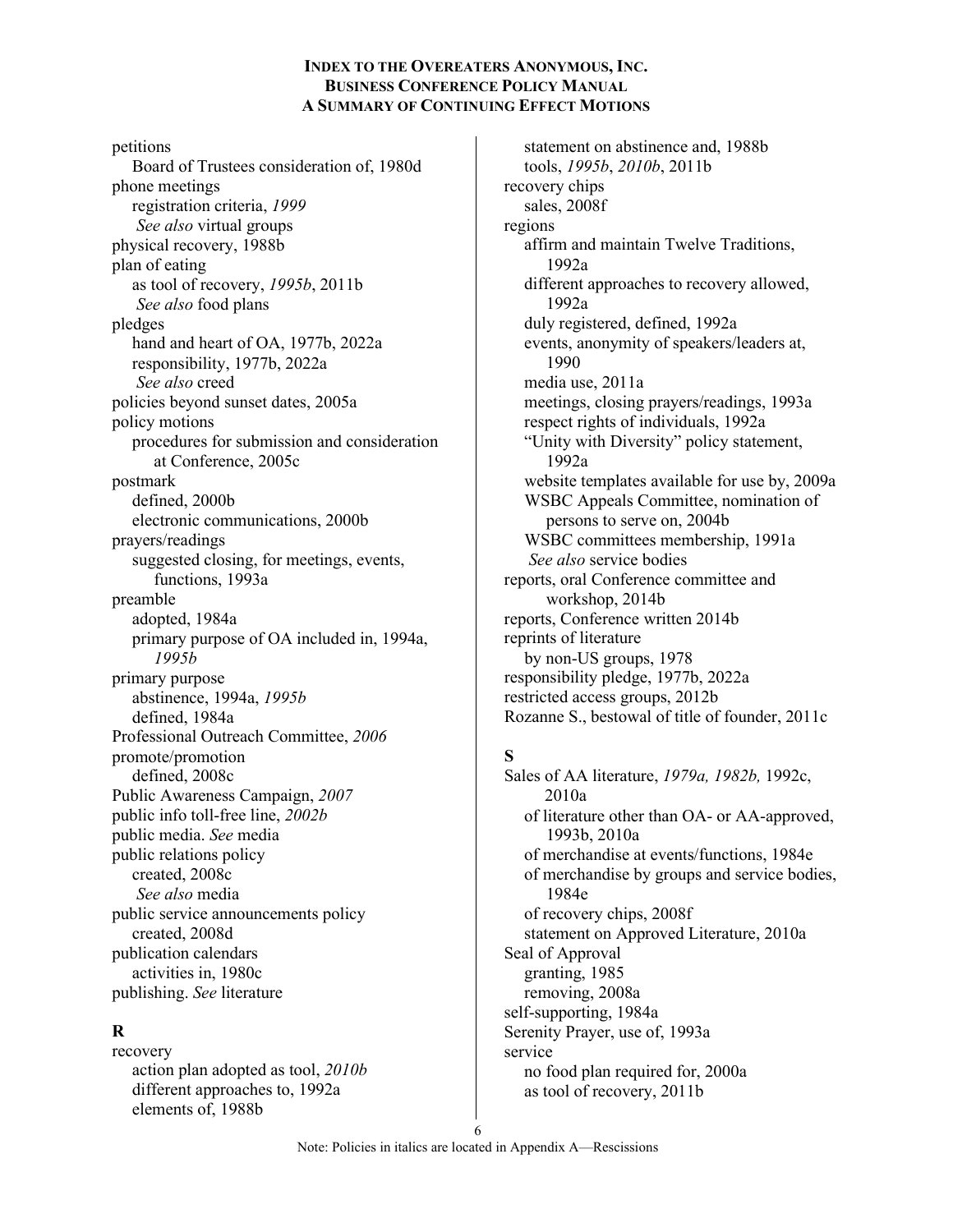petitions
  Board of Trustees consideration of, 1980d
phone meetings
  registration criteria, *1999*
  *See also* virtual groups
physical recovery, 1988b
plan of eating
  as tool of recovery, *1995b*, 2011b
  *See also* food plans
pledges
  hand and heart of OA, 1977b, 2022a
  responsibility, 1977b, 2022a
  *See also* creed
policies beyond sunset dates, 2005a
policy motions
  procedures for submission and consideration at Conference, 2005c
postmark
  defined, 2000b
  electronic communications, 2000b
prayers/readings
  suggested closing, for meetings, events, functions, 1993a
preamble
  adopted, 1984a
  primary purpose of OA included in, 1994a, *1995b*
primary purpose
  abstinence, 1994a, *1995b*
  defined, 1984a
Professional Outreach Committee, *2006*
promote/promotion
  defined, 2008c
Public Awareness Campaign, *2007*
public info toll-free line, *2002b*
public media. *See* media
public relations policy
  created, 2008c
  *See also* media
public service announcements policy
  created, 2008d
publication calendars
  activities in, 1980c
publishing. *See* literature

## R

recovery
  action plan adopted as tool, *2010b*
  different approaches to, 1992a
  elements of, 1988b
  statement on abstinence and, 1988b
  tools, *1995b*, *2010b*, 2011b
recovery chips
  sales, 2008f
regions
  affirm and maintain Twelve Traditions, 1992a
  different approaches to recovery allowed, 1992a
  duly registered, defined, 1992a
  events, anonymity of speakers/leaders at, 1990
  media use, 2011a
  meetings, closing prayers/readings, 1993a
  respect rights of individuals, 1992a
  "Unity with Diversity" policy statement, 1992a
  website templates available for use by, 2009a
  WSBC Appeals Committee, nomination of persons to serve on, 2004b
  WSBC committees membership, 1991a
  *See also* service bodies
reports, oral Conference committee and workshop, 2014b
reports, Conference written 2014b
reprints of literature
  by non-US groups, 1978
responsibility pledge, 1977b, 2022a
restricted access groups, 2012b
Rozanne S., bestowal of title of founder, 2011c

## S

Sales of AA literature, *1979a, 1982b,* 1992c, 2010a
  of literature other than OA- or AA-approved, 1993b, 2010a
  of merchandise at events/functions, 1984e
  of merchandise by groups and service bodies, 1984e
  of recovery chips, 2008f
  statement on Approved Literature, 2010a
Seal of Approval
  granting, 1985
  removing, 2008a
self-supporting, 1984a
Serenity Prayer, use of, 1993a
service
  no food plan required for, 2000a
  as tool of recovery, 2011b

Note: Policies in italics are located in Appendix A—Rescissions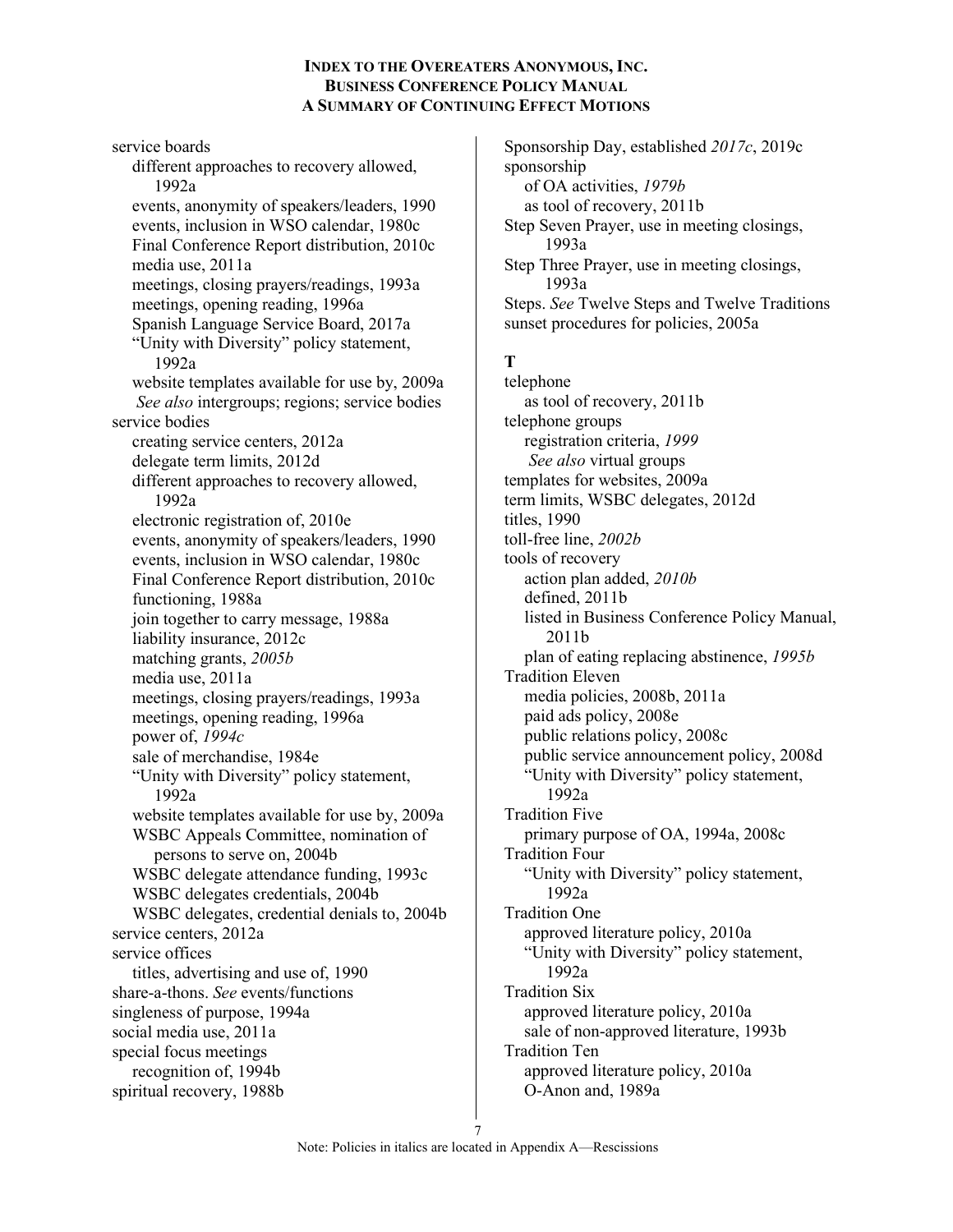service boards
- different approaches to recovery allowed, 1992a
- events, anonymity of speakers/leaders, 1990
- events, inclusion in WSO calendar, 1980c
- Final Conference Report distribution, 2010c
- media use, 2011a
- meetings, closing prayers/readings, 1993a
- meetings, opening reading, 1996a
- Spanish Language Service Board, 2017a
- "Unity with Diversity" policy statement, 1992a
- website templates available for use by, 2009a
- *See also* intergroups; regions; service bodies

service bodies
- creating service centers, 2012a
- delegate term limits, 2012d
- different approaches to recovery allowed, 1992a
- electronic registration of, 2010e
- events, anonymity of speakers/leaders, 1990
- events, inclusion in WSO calendar, 1980c
- Final Conference Report distribution, 2010c
- functioning, 1988a
- join together to carry message, 1988a
- liability insurance, 2012c
- matching grants, *2005b*
- media use, 2011a
- meetings, closing prayers/readings, 1993a
- meetings, opening reading, 1996a
- power of, *1994c*
- sale of merchandise, 1984e
- "Unity with Diversity" policy statement, 1992a
- website templates available for use by, 2009a
- WSBC Appeals Committee, nomination of persons to serve on, 2004b
- WSBC delegate attendance funding, 1993c
- WSBC delegates credentials, 2004b
- WSBC delegates, credential denials to, 2004b

service centers, 2012a

service offices
- titles, advertising and use of, 1990

share-a-thons. *See* events/functions

singleness of purpose, 1994a

social media use, 2011a

special focus meetings
- recognition of, 1994b

spiritual recovery, 1988b

Sponsorship Day, established *2017c*, 2019c

sponsorship
- of OA activities, *1979b*
- as tool of recovery, 2011b

Step Seven Prayer, use in meeting closings, 1993a

Step Three Prayer, use in meeting closings, 1993a

Steps. *See* Twelve Steps and Twelve Traditions

sunset procedures for policies, 2005a

## T

telephone
- as tool of recovery, 2011b

telephone groups
- registration criteria, *1999*
- *See also* virtual groups

templates for websites, 2009a

term limits, WSBC delegates, 2012d

titles, 1990

toll-free line, *2002b*

tools of recovery
- action plan added, *2010b*
- defined, 2011b
- listed in Business Conference Policy Manual, 2011b
- plan of eating replacing abstinence, *1995b*

Tradition Eleven
- media policies, 2008b, 2011a
- paid ads policy, 2008e
- public relations policy, 2008c
- public service announcement policy, 2008d
- "Unity with Diversity" policy statement, 1992a

Tradition Five
- primary purpose of OA, 1994a, 2008c

Tradition Four
- "Unity with Diversity" policy statement, 1992a

Tradition One
- approved literature policy, 2010a
- "Unity with Diversity" policy statement, 1992a

Tradition Six
- approved literature policy, 2010a
- sale of non-approved literature, 1993b

Tradition Ten
- approved literature policy, 2010a
- O-Anon and, 1989a

Note: Policies in italics are located in Appendix A—Rescissions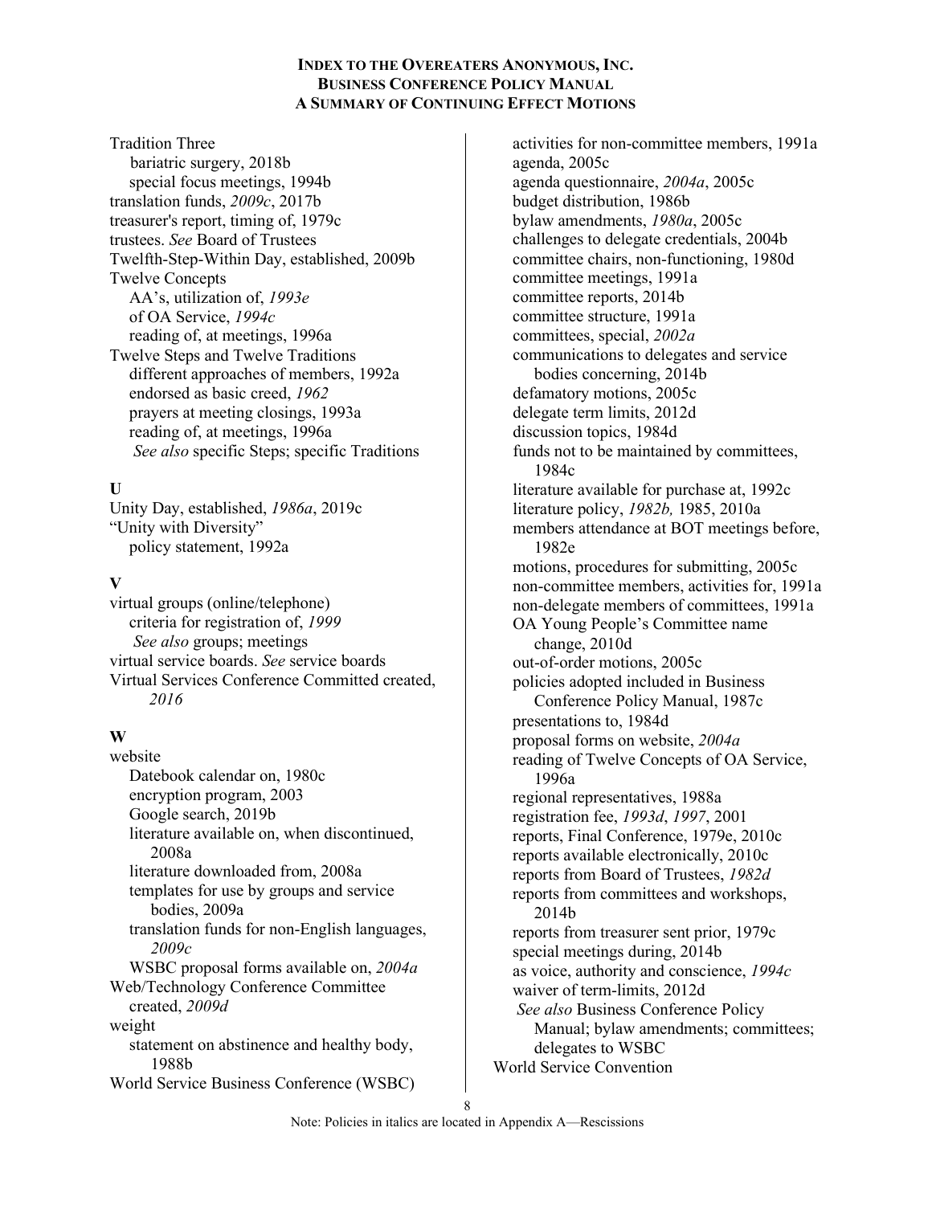Tradition Three
  bariatric surgery, 2018b
  special focus meetings, 1994b
translation funds, *2009c*, 2017b
treasurer's report, timing of, 1979c
trustees. *See* Board of Trustees
Twelfth-Step-Within Day, established, 2009b
Twelve Concepts
  AA's, utilization of, *1993e*
  of OA Service, *1994c*
  reading of, at meetings, 1996a
Twelve Steps and Twelve Traditions
  different approaches of members, 1992a
  endorsed as basic creed, *1962*
  prayers at meeting closings, 1993a
  reading of, at meetings, 1996a
  *See also* specific Steps; specific Traditions

**U**

Unity Day, established, *1986a*, 2019c
"Unity with Diversity"
  policy statement, 1992a

**V**

virtual groups (online/telephone)
  criteria for registration of, *1999*
  *See also* groups; meetings
virtual service boards. *See* service boards
Virtual Services Conference Committed created, *2016*

**W**

website
  Datebook calendar on, 1980c
  encryption program, 2003
  Google search, 2019b
  literature available on, when discontinued, 2008a
  literature downloaded from, 2008a
  templates for use by groups and service bodies, 2009a
  translation funds for non-English languages, *2009c*
  WSBC proposal forms available on, *2004a*
Web/Technology Conference Committee created, *2009d*
weight
  statement on abstinence and healthy body, 1988b
World Service Business Conference (WSBC)
  activities for non-committee members, 1991a
  agenda, 2005c
  agenda questionnaire, *2004a*, 2005c
  budget distribution, 1986b
  bylaw amendments, *1980a*, 2005c
  challenges to delegate credentials, 2004b
  committee chairs, non-functioning, 1980d
  committee meetings, 1991a
  committee reports, 2014b
  committee structure, 1991a
  committees, special, *2002a*
  communications to delegates and service bodies concerning, 2014b
  defamatory motions, 2005c
  delegate term limits, 2012d
  discussion topics, 1984d
  funds not to be maintained by committees, 1984c
  literature available for purchase at, 1992c
  literature policy, *1982b,* 1985, 2010a
  members attendance at BOT meetings before, 1982e
  motions, procedures for submitting, 2005c
  non-committee members, activities for, 1991a
  non-delegate members of committees, 1991a
  OA Young People's Committee name change, 2010d
  out-of-order motions, 2005c
  policies adopted included in Business Conference Policy Manual, 1987c
  presentations to, 1984d
  proposal forms on website, *2004a*
  reading of Twelve Concepts of OA Service, 1996a
  regional representatives, 1988a
  registration fee, *1993d*, *1997*, 2001
  reports, Final Conference, 1979e, 2010c
  reports available electronically, 2010c
  reports from Board of Trustees, *1982d*
  reports from committees and workshops, 2014b
  reports from treasurer sent prior, 1979c
  special meetings during, 2014b
  as voice, authority and conscience, *1994c*
  waiver of term-limits, 2012d
  *See also* Business Conference Policy Manual; bylaw amendments; committees; delegates to WSBC
World Service Convention

Note: Policies in italics are located in Appendix A—Rescissions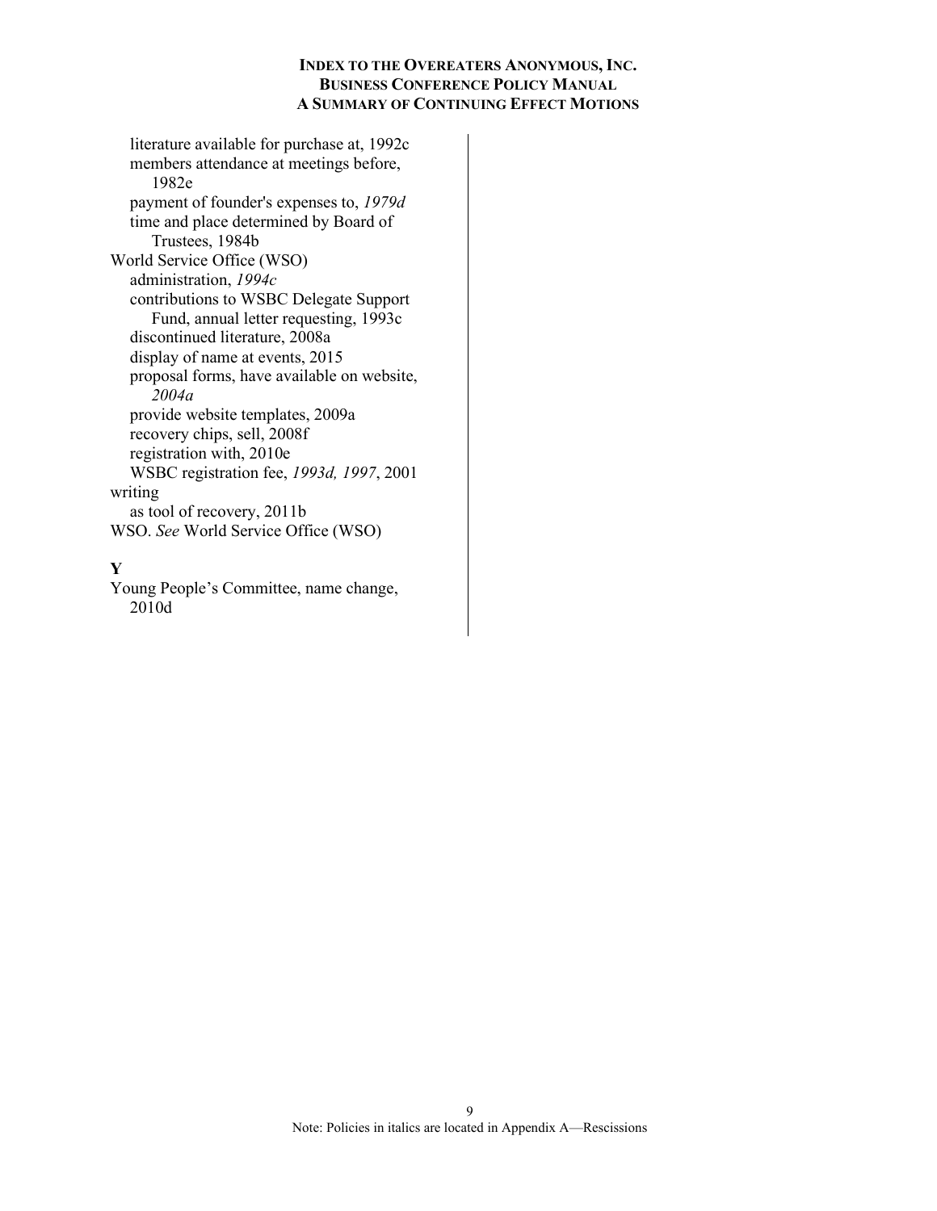literature available for purchase at, 1992c
members attendance at meetings before, 1982e
payment of founder's expenses to, *1979d*
time and place determined by Board of Trustees, 1984b

World Service Office (WSO)
administration, *1994c*
contributions to WSBC Delegate Support Fund, annual letter requesting, 1993c
discontinued literature, 2008a
display of name at events, 2015
proposal forms, have available on website, *2004a*
provide website templates, 2009a
recovery chips, sell, 2008f
registration with, 2010e
WSBC registration fee, *1993d, 1997*, 2001

writing
as tool of recovery, 2011b

WSO. *See* World Service Office (WSO)

**Y**

Young People's Committee, name change, 2010d

Note: Policies in italics are located in Appendix A—Rescissions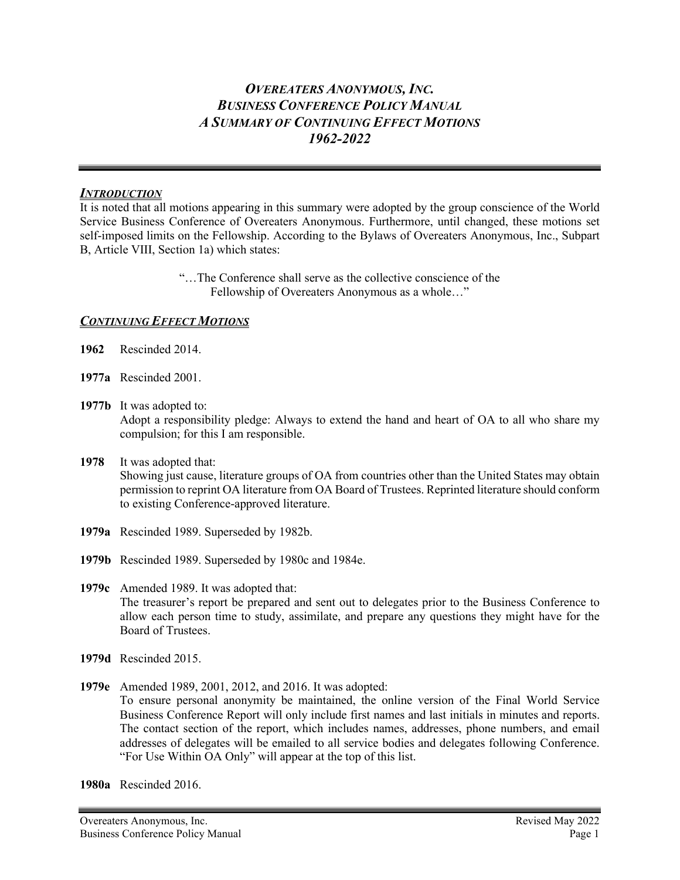# *OVEREATERS ANONYMOUS, INC.*
# *BUSINESS CONFERENCE POLICY MANUAL*
# *A SUMMARY OF CONTINUING EFFECT MOTIONS*
# *1962-2022*

## ***INTRODUCTION***

It is noted that all motions appearing in this summary were adopted by the group conscience of the World Service Business Conference of Overeaters Anonymous. Furthermore, until changed, these motions set self-imposed limits on the Fellowship. According to the Bylaws of Overeaters Anonymous, Inc., Subpart B, Article VIII, Section 1a) which states:

> "…The Conference shall serve as the collective conscience of the Fellowship of Overeaters Anonymous as a whole…"

## ***CONTINUING EFFECT MOTIONS***

**1962** Rescinded 2014.

**1977a** Rescinded 2001.

**1977b** It was adopted to:
Adopt a responsibility pledge: Always to extend the hand and heart of OA to all who share my compulsion; for this I am responsible.

**1978** It was adopted that:
Showing just cause, literature groups of OA from countries other than the United States may obtain permission to reprint OA literature from OA Board of Trustees. Reprinted literature should conform to existing Conference-approved literature.

**1979a** Rescinded 1989. Superseded by 1982b.

**1979b** Rescinded 1989. Superseded by 1980c and 1984e.

**1979c** Amended 1989. It was adopted that:
The treasurer's report be prepared and sent out to delegates prior to the Business Conference to allow each person time to study, assimilate, and prepare any questions they might have for the Board of Trustees.

**1979d** Rescinded 2015.

**1979e** Amended 1989, 2001, 2012, and 2016. It was adopted:
To ensure personal anonymity be maintained, the online version of the Final World Service Business Conference Report will only include first names and last initials in minutes and reports. The contact section of the report, which includes names, addresses, phone numbers, and email addresses of delegates will be emailed to all service bodies and delegates following Conference. "For Use Within OA Only" will appear at the top of this list.

**1980a** Rescinded 2016.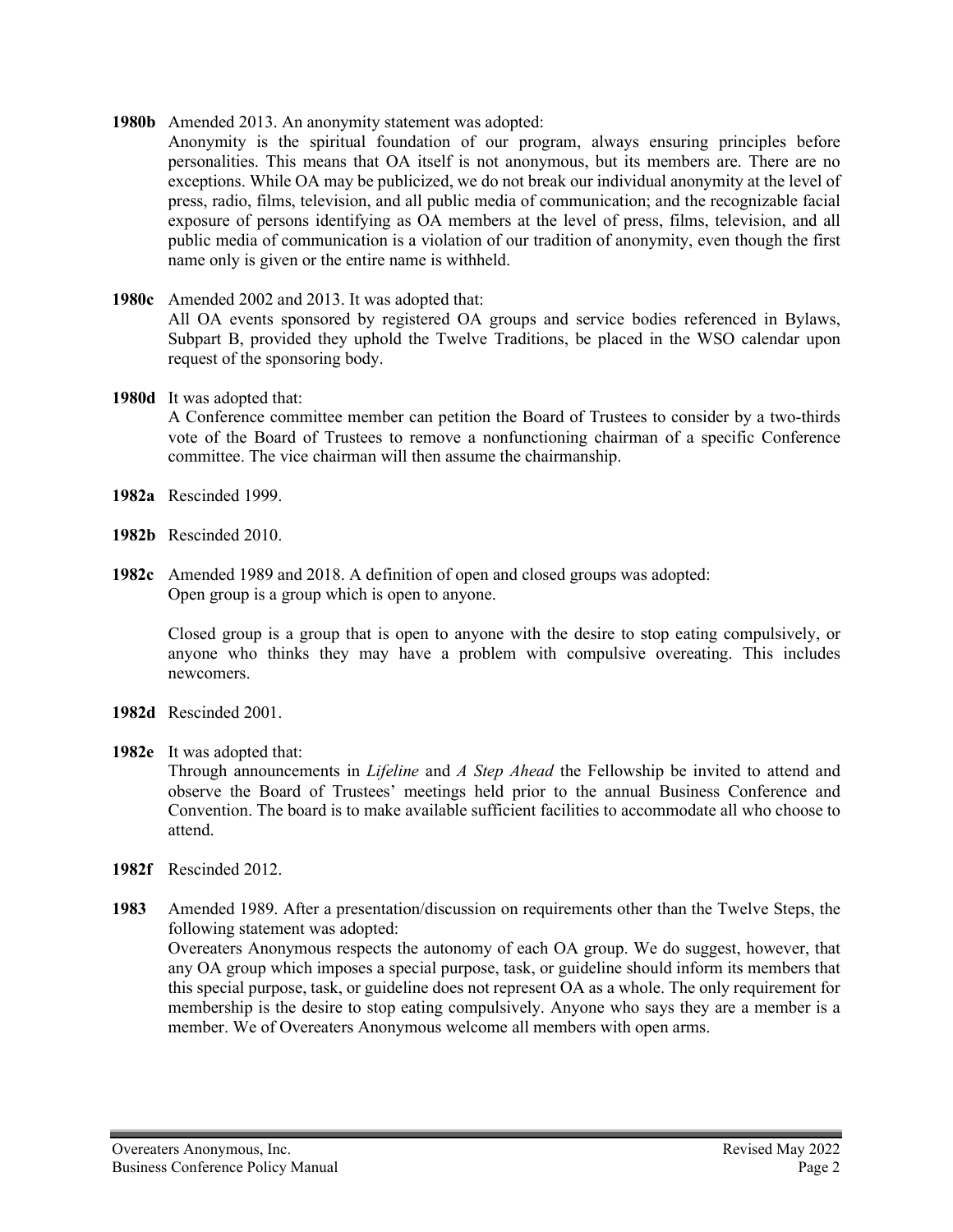**1980b** Amended 2013. An anonymity statement was adopted:
Anonymity is the spiritual foundation of our program, always ensuring principles before personalities. This means that OA itself is not anonymous, but its members are. There are no exceptions. While OA may be publicized, we do not break our individual anonymity at the level of press, radio, films, television, and all public media of communication; and the recognizable facial exposure of persons identifying as OA members at the level of press, films, television, and all public media of communication is a violation of our tradition of anonymity, even though the first name only is given or the entire name is withheld.

**1980c** Amended 2002 and 2013. It was adopted that:
All OA events sponsored by registered OA groups and service bodies referenced in Bylaws, Subpart B, provided they uphold the Twelve Traditions, be placed in the WSO calendar upon request of the sponsoring body.

**1980d** It was adopted that:
A Conference committee member can petition the Board of Trustees to consider by a two-thirds vote of the Board of Trustees to remove a nonfunctioning chairman of a specific Conference committee. The vice chairman will then assume the chairmanship.

**1982a** Rescinded 1999.

**1982b** Rescinded 2010.

**1982c** Amended 1989 and 2018. A definition of open and closed groups was adopted:
Open group is a group which is open to anyone.

Closed group is a group that is open to anyone with the desire to stop eating compulsively, or anyone who thinks they may have a problem with compulsive overeating. This includes newcomers.

**1982d** Rescinded 2001.

**1982e** It was adopted that:
Through announcements in *Lifeline* and *A Step Ahead* the Fellowship be invited to attend and observe the Board of Trustees' meetings held prior to the annual Business Conference and Convention. The board is to make available sufficient facilities to accommodate all who choose to attend.

**1982f** Rescinded 2012.

**1983** Amended 1989. After a presentation/discussion on requirements other than the Twelve Steps, the following statement was adopted:
Overeaters Anonymous respects the autonomy of each OA group. We do suggest, however, that any OA group which imposes a special purpose, task, or guideline should inform its members that this special purpose, task, or guideline does not represent OA as a whole. The only requirement for membership is the desire to stop eating compulsively. Anyone who says they are a member is a member. We of Overeaters Anonymous welcome all members with open arms.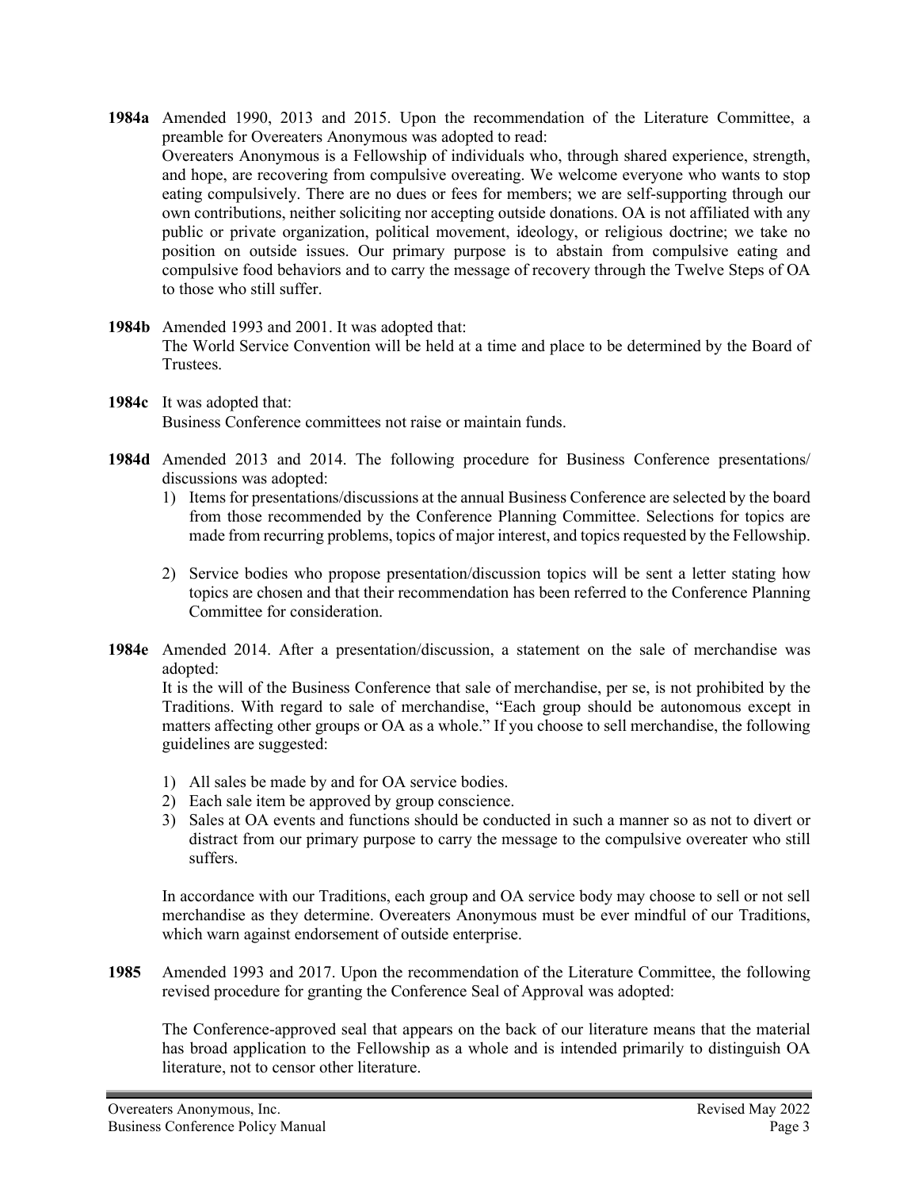**1984a** Amended 1990, 2013 and 2015. Upon the recommendation of the Literature Committee, a preamble for Overeaters Anonymous was adopted to read:

Overeaters Anonymous is a Fellowship of individuals who, through shared experience, strength, and hope, are recovering from compulsive overeating. We welcome everyone who wants to stop eating compulsively. There are no dues or fees for members; we are self-supporting through our own contributions, neither soliciting nor accepting outside donations. OA is not affiliated with any public or private organization, political movement, ideology, or religious doctrine; we take no position on outside issues. Our primary purpose is to abstain from compulsive eating and compulsive food behaviors and to carry the message of recovery through the Twelve Steps of OA to those who still suffer.

**1984b** Amended 1993 and 2001. It was adopted that:

The World Service Convention will be held at a time and place to be determined by the Board of Trustees.

**1984c** It was adopted that:

Business Conference committees not raise or maintain funds.

**1984d** Amended 2013 and 2014. The following procedure for Business Conference presentations/ discussions was adopted:

1) Items for presentations/discussions at the annual Business Conference are selected by the board from those recommended by the Conference Planning Committee. Selections for topics are made from recurring problems, topics of major interest, and topics requested by the Fellowship.

2) Service bodies who propose presentation/discussion topics will be sent a letter stating how topics are chosen and that their recommendation has been referred to the Conference Planning Committee for consideration.

**1984e** Amended 2014. After a presentation/discussion, a statement on the sale of merchandise was adopted:

It is the will of the Business Conference that sale of merchandise, per se, is not prohibited by the Traditions. With regard to sale of merchandise, "Each group should be autonomous except in matters affecting other groups or OA as a whole." If you choose to sell merchandise, the following guidelines are suggested:

1) All sales be made by and for OA service bodies.
2) Each sale item be approved by group conscience.
3) Sales at OA events and functions should be conducted in such a manner so as not to divert or distract from our primary purpose to carry the message to the compulsive overeater who still suffers.

In accordance with our Traditions, each group and OA service body may choose to sell or not sell merchandise as they determine. Overeaters Anonymous must be ever mindful of our Traditions, which warn against endorsement of outside enterprise.

**1985** Amended 1993 and 2017. Upon the recommendation of the Literature Committee, the following revised procedure for granting the Conference Seal of Approval was adopted:

The Conference-approved seal that appears on the back of our literature means that the material has broad application to the Fellowship as a whole and is intended primarily to distinguish OA literature, not to censor other literature.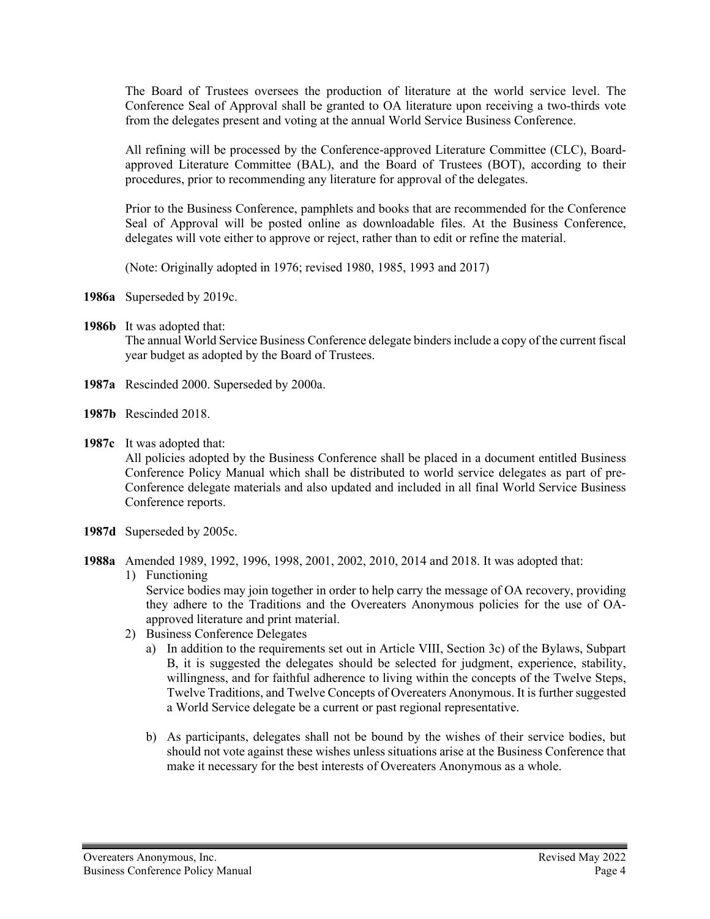The Board of Trustees oversees the production of literature at the world service level. The Conference Seal of Approval shall be granted to OA literature upon receiving a two-thirds vote from the delegates present and voting at the annual World Service Business Conference.

All refining will be processed by the Conference-approved Literature Committee (CLC), Board-approved Literature Committee (BAL), and the Board of Trustees (BOT), according to their procedures, prior to recommending any literature for approval of the delegates.

Prior to the Business Conference, pamphlets and books that are recommended for the Conference Seal of Approval will be posted online as downloadable files. At the Business Conference, delegates will vote either to approve or reject, rather than to edit or refine the material.

(Note: Originally adopted in 1976; revised 1980, 1985, 1993 and 2017)

**1986a** Superseded by 2019c.

**1986b** It was adopted that:
The annual World Service Business Conference delegate binders include a copy of the current fiscal year budget as adopted by the Board of Trustees.

**1987a** Rescinded 2000. Superseded by 2000a.

**1987b** Rescinded 2018.

**1987c** It was adopted that:
All policies adopted by the Business Conference shall be placed in a document entitled Business Conference Policy Manual which shall be distributed to world service delegates as part of pre-Conference delegate materials and also updated and included in all final World Service Business Conference reports.

**1987d** Superseded by 2005c.

**1988a** Amended 1989, 1992, 1996, 1998, 2001, 2002, 2010, 2014 and 2018. It was adopted that:

1) Functioning
   Service bodies may join together in order to help carry the message of OA recovery, providing they adhere to the Traditions and the Overeaters Anonymous policies for the use of OA-approved literature and print material.
2) Business Conference Delegates
   a) In addition to the requirements set out in Article VIII, Section 3c) of the Bylaws, Subpart B, it is suggested the delegates should be selected for judgment, experience, stability, willingness, and for faithful adherence to living within the concepts of the Twelve Steps, Twelve Traditions, and Twelve Concepts of Overeaters Anonymous. It is further suggested a World Service delegate be a current or past regional representative.

   b) As participants, delegates shall not be bound by the wishes of their service bodies, but should not vote against these wishes unless situations arise at the Business Conference that make it necessary for the best interests of Overeaters Anonymous as a whole.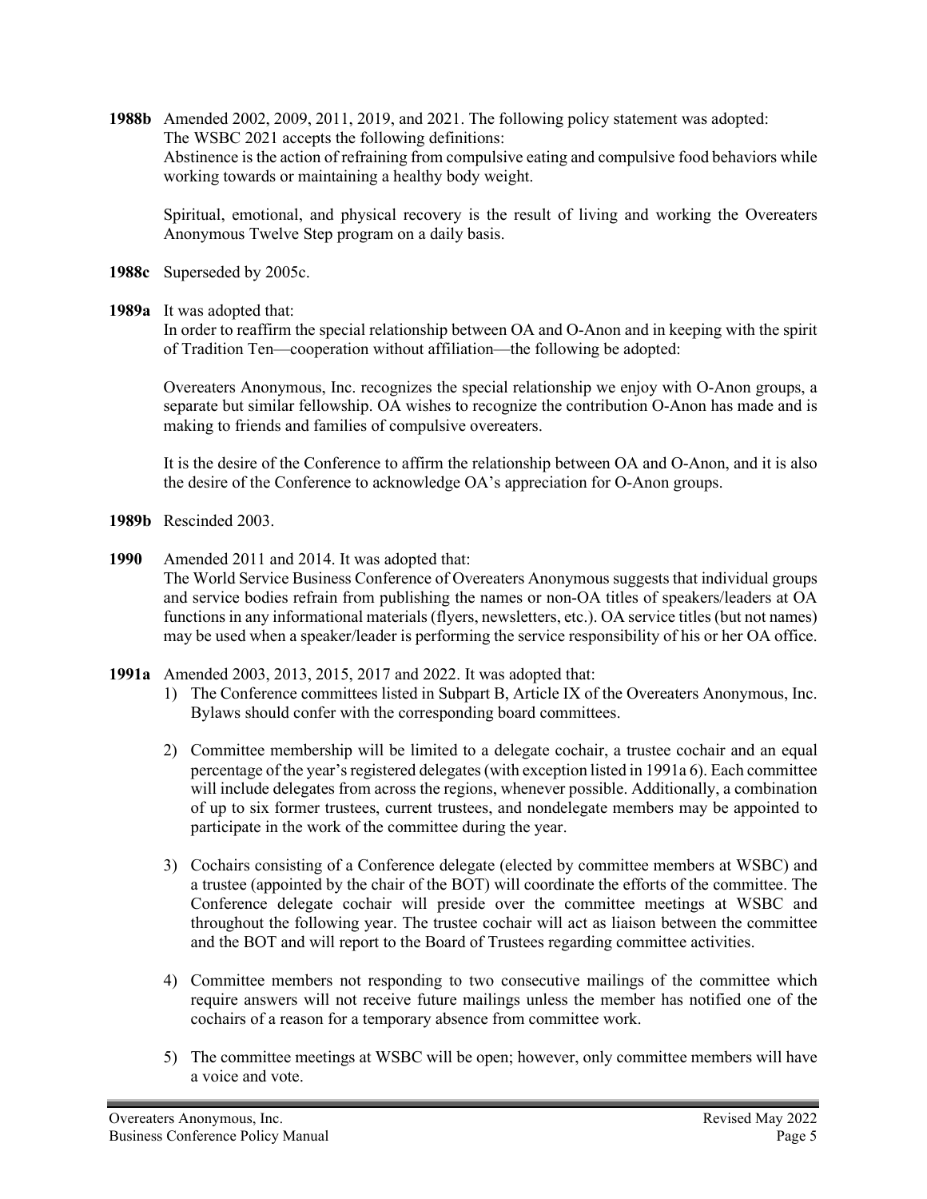**1988b** Amended 2002, 2009, 2011, 2019, and 2021. The following policy statement was adopted:
The WSBC 2021 accepts the following definitions:
Abstinence is the action of refraining from compulsive eating and compulsive food behaviors while working towards or maintaining a healthy body weight.

Spiritual, emotional, and physical recovery is the result of living and working the Overeaters Anonymous Twelve Step program on a daily basis.

**1988c** Superseded by 2005c.

**1989a** It was adopted that:
In order to reaffirm the special relationship between OA and O-Anon and in keeping with the spirit of Tradition Ten—cooperation without affiliation—the following be adopted:

Overeaters Anonymous, Inc. recognizes the special relationship we enjoy with O-Anon groups, a separate but similar fellowship. OA wishes to recognize the contribution O-Anon has made and is making to friends and families of compulsive overeaters.

It is the desire of the Conference to affirm the relationship between OA and O-Anon, and it is also the desire of the Conference to acknowledge OA's appreciation for O-Anon groups.

**1989b** Rescinded 2003.

**1990** Amended 2011 and 2014. It was adopted that:
The World Service Business Conference of Overeaters Anonymous suggests that individual groups and service bodies refrain from publishing the names or non-OA titles of speakers/leaders at OA functions in any informational materials (flyers, newsletters, etc.). OA service titles (but not names) may be used when a speaker/leader is performing the service responsibility of his or her OA office.

**1991a** Amended 2003, 2013, 2015, 2017 and 2022. It was adopted that:

1) The Conference committees listed in Subpart B, Article IX of the Overeaters Anonymous, Inc. Bylaws should confer with the corresponding board committees.

2) Committee membership will be limited to a delegate cochair, a trustee cochair and an equal percentage of the year's registered delegates (with exception listed in 1991a 6). Each committee will include delegates from across the regions, whenever possible. Additionally, a combination of up to six former trustees, current trustees, and nondelegate members may be appointed to participate in the work of the committee during the year.

3) Cochairs consisting of a Conference delegate (elected by committee members at WSBC) and a trustee (appointed by the chair of the BOT) will coordinate the efforts of the committee. The Conference delegate cochair will preside over the committee meetings at WSBC and throughout the following year. The trustee cochair will act as liaison between the committee and the BOT and will report to the Board of Trustees regarding committee activities.

4) Committee members not responding to two consecutive mailings of the committee which require answers will not receive future mailings unless the member has notified one of the cochairs of a reason for a temporary absence from committee work.

5) The committee meetings at WSBC will be open; however, only committee members will have a voice and vote.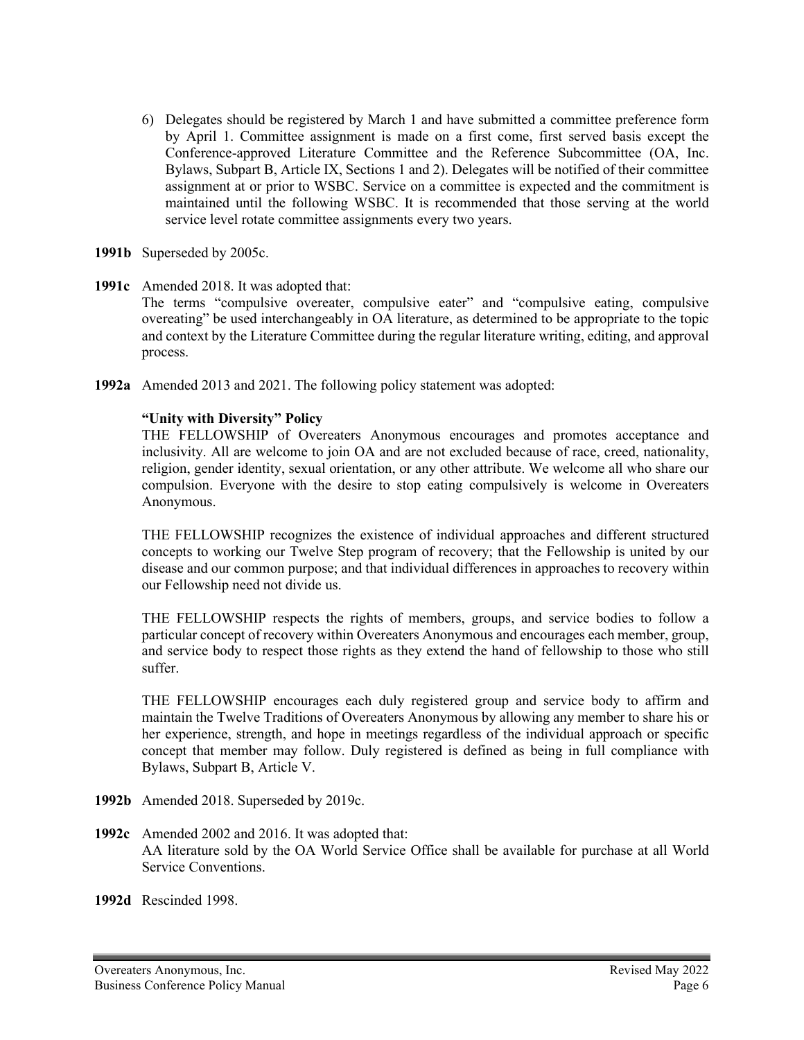6) Delegates should be registered by March 1 and have submitted a committee preference form by April 1. Committee assignment is made on a first come, first served basis except the Conference-approved Literature Committee and the Reference Subcommittee (OA, Inc. Bylaws, Subpart B, Article IX, Sections 1 and 2). Delegates will be notified of their committee assignment at or prior to WSBC. Service on a committee is expected and the commitment is maintained until the following WSBC. It is recommended that those serving at the world service level rotate committee assignments every two years.

**1991b** Superseded by 2005c.

**1991c** Amended 2018. It was adopted that:
The terms "compulsive overeater, compulsive eater" and "compulsive eating, compulsive overeating" be used interchangeably in OA literature, as determined to be appropriate to the topic and context by the Literature Committee during the regular literature writing, editing, and approval process.

**1992a** Amended 2013 and 2021. The following policy statement was adopted:

**"Unity with Diversity" Policy**

THE FELLOWSHIP of Overeaters Anonymous encourages and promotes acceptance and inclusivity. All are welcome to join OA and are not excluded because of race, creed, nationality, religion, gender identity, sexual orientation, or any other attribute. We welcome all who share our compulsion. Everyone with the desire to stop eating compulsively is welcome in Overeaters Anonymous.

THE FELLOWSHIP recognizes the existence of individual approaches and different structured concepts to working our Twelve Step program of recovery; that the Fellowship is united by our disease and our common purpose; and that individual differences in approaches to recovery within our Fellowship need not divide us.

THE FELLOWSHIP respects the rights of members, groups, and service bodies to follow a particular concept of recovery within Overeaters Anonymous and encourages each member, group, and service body to respect those rights as they extend the hand of fellowship to those who still suffer.

THE FELLOWSHIP encourages each duly registered group and service body to affirm and maintain the Twelve Traditions of Overeaters Anonymous by allowing any member to share his or her experience, strength, and hope in meetings regardless of the individual approach or specific concept that member may follow. Duly registered is defined as being in full compliance with Bylaws, Subpart B, Article V.

**1992b** Amended 2018. Superseded by 2019c.

**1992c** Amended 2002 and 2016. It was adopted that:
AA literature sold by the OA World Service Office shall be available for purchase at all World Service Conventions.

**1992d** Rescinded 1998.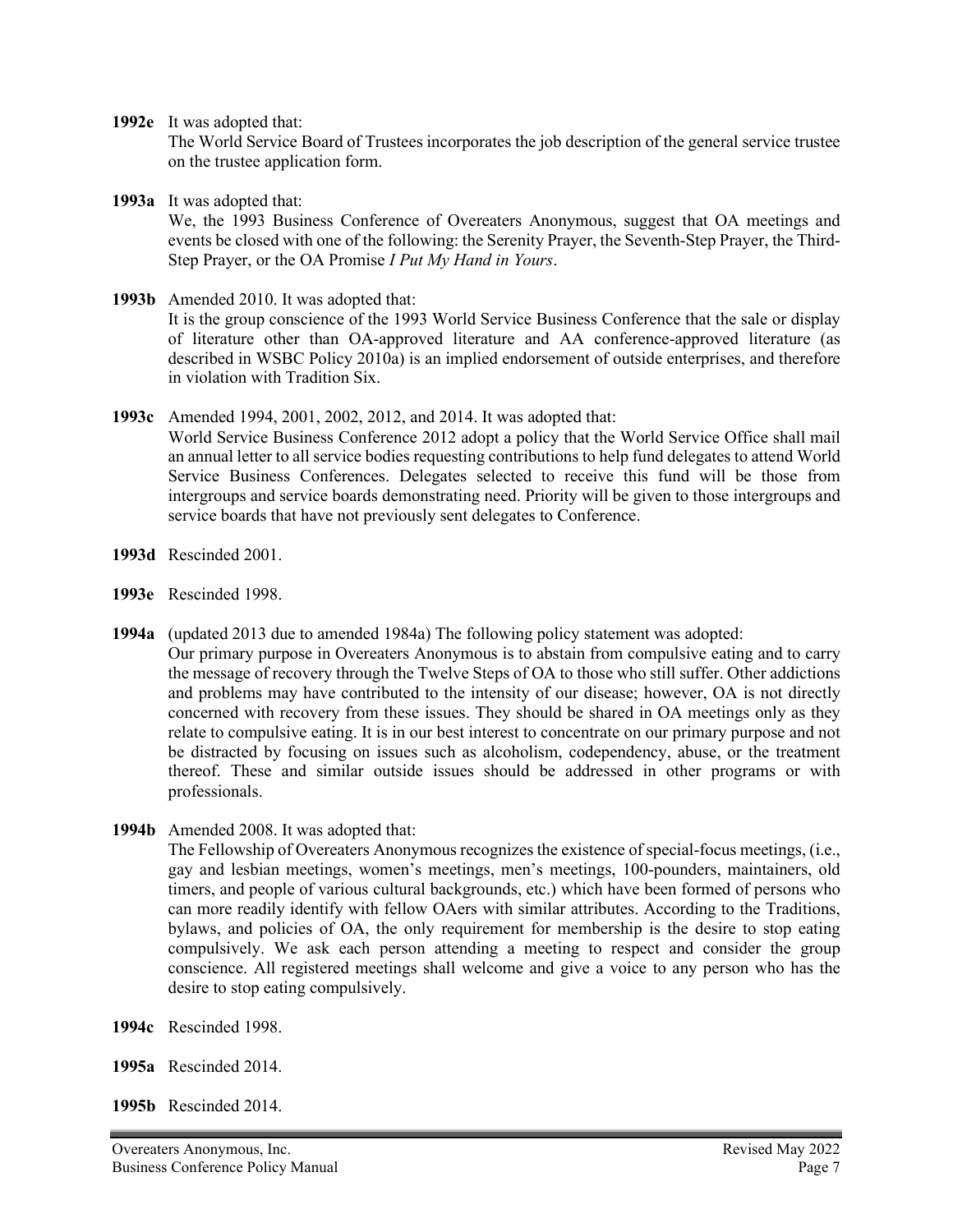**1992e** It was adopted that:
The World Service Board of Trustees incorporates the job description of the general service trustee on the trustee application form.

**1993a** It was adopted that:
We, the 1993 Business Conference of Overeaters Anonymous, suggest that OA meetings and events be closed with one of the following: the Serenity Prayer, the Seventh-Step Prayer, the Third-Step Prayer, or the OA Promise *I Put My Hand in Yours*.

**1993b** Amended 2010. It was adopted that:
It is the group conscience of the 1993 World Service Business Conference that the sale or display of literature other than OA-approved literature and AA conference-approved literature (as described in WSBC Policy 2010a) is an implied endorsement of outside enterprises, and therefore in violation with Tradition Six.

**1993c** Amended 1994, 2001, 2002, 2012, and 2014. It was adopted that:
World Service Business Conference 2012 adopt a policy that the World Service Office shall mail an annual letter to all service bodies requesting contributions to help fund delegates to attend World Service Business Conferences. Delegates selected to receive this fund will be those from intergroups and service boards demonstrating need. Priority will be given to those intergroups and service boards that have not previously sent delegates to Conference.

**1993d** Rescinded 2001.

**1993e** Rescinded 1998.

**1994a** (updated 2013 due to amended 1984a) The following policy statement was adopted:
Our primary purpose in Overeaters Anonymous is to abstain from compulsive eating and to carry the message of recovery through the Twelve Steps of OA to those who still suffer. Other addictions and problems may have contributed to the intensity of our disease; however, OA is not directly concerned with recovery from these issues. They should be shared in OA meetings only as they relate to compulsive eating. It is in our best interest to concentrate on our primary purpose and not be distracted by focusing on issues such as alcoholism, codependency, abuse, or the treatment thereof. These and similar outside issues should be addressed in other programs or with professionals.

**1994b** Amended 2008. It was adopted that:
The Fellowship of Overeaters Anonymous recognizes the existence of special-focus meetings, (i.e., gay and lesbian meetings, women's meetings, men's meetings, 100-pounders, maintainers, old timers, and people of various cultural backgrounds, etc.) which have been formed of persons who can more readily identify with fellow OAers with similar attributes. According to the Traditions, bylaws, and policies of OA, the only requirement for membership is the desire to stop eating compulsively. We ask each person attending a meeting to respect and consider the group conscience. All registered meetings shall welcome and give a voice to any person who has the desire to stop eating compulsively.

**1994c** Rescinded 1998.

**1995a** Rescinded 2014.

**1995b** Rescinded 2014.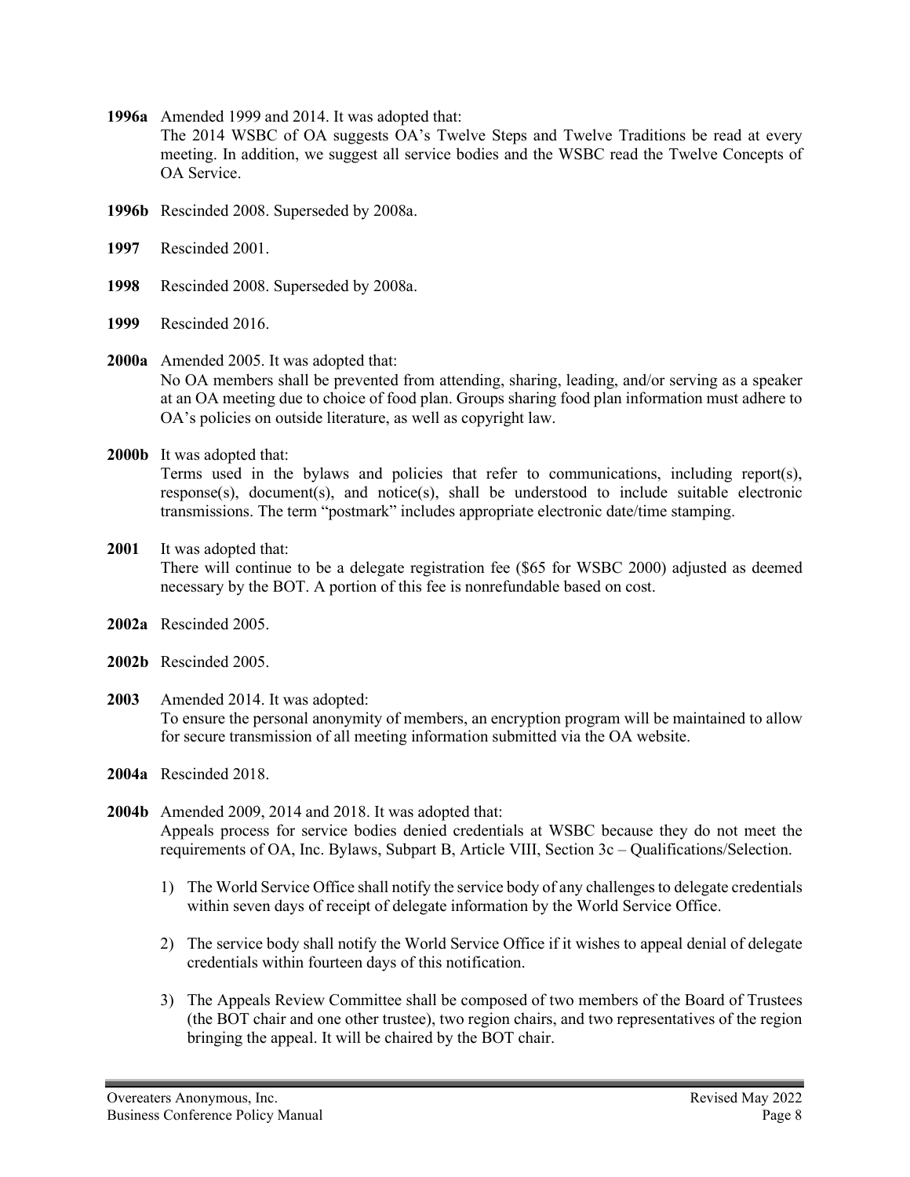**1996a** Amended 1999 and 2014. It was adopted that:
The 2014 WSBC of OA suggests OA's Twelve Steps and Twelve Traditions be read at every meeting. In addition, we suggest all service bodies and the WSBC read the Twelve Concepts of OA Service.

**1996b** Rescinded 2008. Superseded by 2008a.

**1997** Rescinded 2001.

**1998** Rescinded 2008. Superseded by 2008a.

**1999** Rescinded 2016.

**2000a** Amended 2005. It was adopted that:
No OA members shall be prevented from attending, sharing, leading, and/or serving as a speaker at an OA meeting due to choice of food plan. Groups sharing food plan information must adhere to OA's policies on outside literature, as well as copyright law.

**2000b** It was adopted that:
Terms used in the bylaws and policies that refer to communications, including report(s), response(s), document(s), and notice(s), shall be understood to include suitable electronic transmissions. The term "postmark" includes appropriate electronic date/time stamping.

**2001** It was adopted that:
There will continue to be a delegate registration fee ($65 for WSBC 2000) adjusted as deemed necessary by the BOT. A portion of this fee is nonrefundable based on cost.

**2002a** Rescinded 2005.

**2002b** Rescinded 2005.

**2003** Amended 2014. It was adopted:
To ensure the personal anonymity of members, an encryption program will be maintained to allow for secure transmission of all meeting information submitted via the OA website.

**2004a** Rescinded 2018.

**2004b** Amended 2009, 2014 and 2018. It was adopted that:
Appeals process for service bodies denied credentials at WSBC because they do not meet the requirements of OA, Inc. Bylaws, Subpart B, Article VIII, Section 3c – Qualifications/Selection.

1) The World Service Office shall notify the service body of any challenges to delegate credentials within seven days of receipt of delegate information by the World Service Office.

2) The service body shall notify the World Service Office if it wishes to appeal denial of delegate credentials within fourteen days of this notification.

3) The Appeals Review Committee shall be composed of two members of the Board of Trustees (the BOT chair and one other trustee), two region chairs, and two representatives of the region bringing the appeal. It will be chaired by the BOT chair.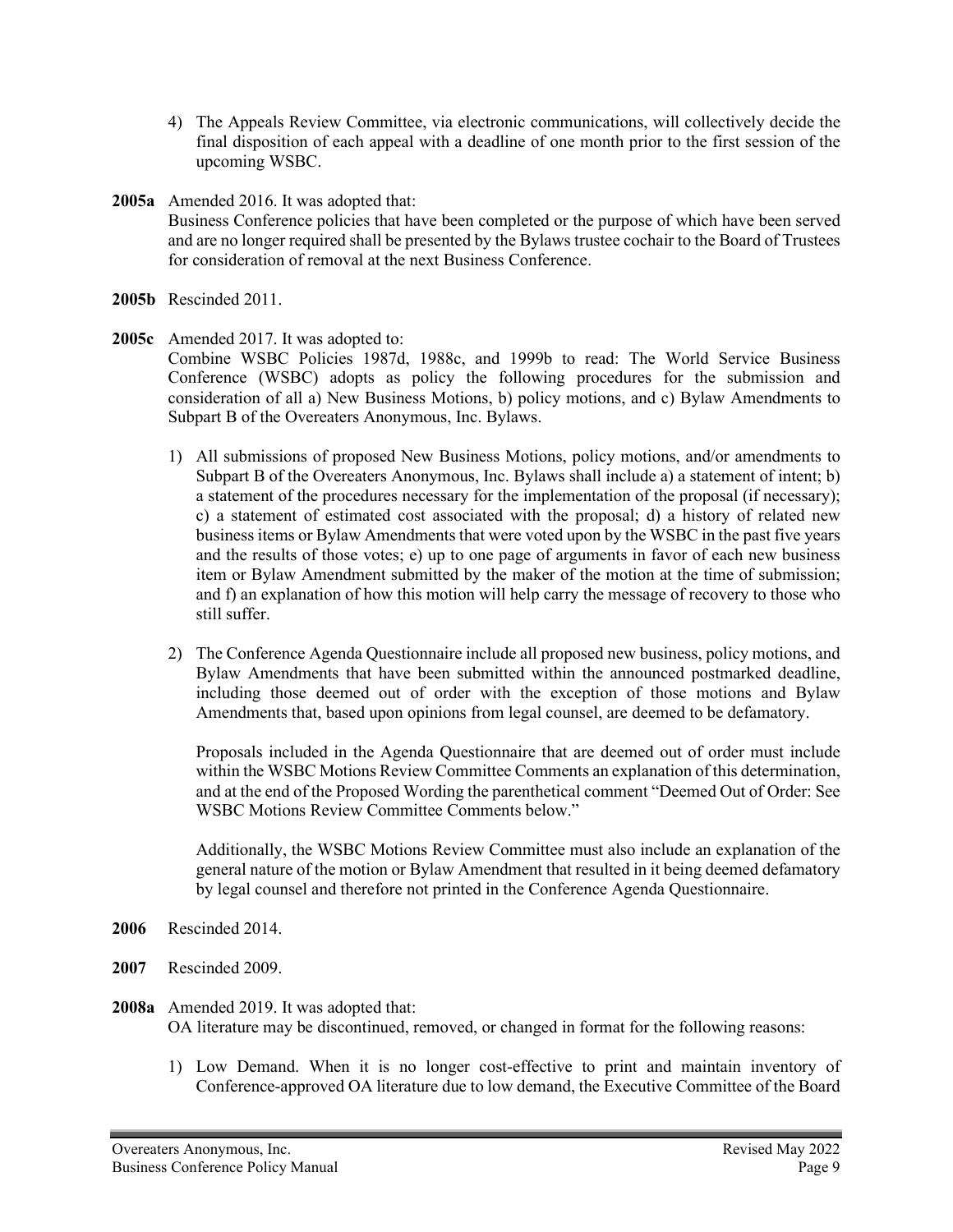4) The Appeals Review Committee, via electronic communications, will collectively decide the final disposition of each appeal with a deadline of one month prior to the first session of the upcoming WSBC.

**2005a** Amended 2016. It was adopted that:
Business Conference policies that have been completed or the purpose of which have been served and are no longer required shall be presented by the Bylaws trustee cochair to the Board of Trustees for consideration of removal at the next Business Conference.

**2005b** Rescinded 2011.

**2005c** Amended 2017. It was adopted to:
Combine WSBC Policies 1987d, 1988c, and 1999b to read: The World Service Business Conference (WSBC) adopts as policy the following procedures for the submission and consideration of all a) New Business Motions, b) policy motions, and c) Bylaw Amendments to Subpart B of the Overeaters Anonymous, Inc. Bylaws.

1) All submissions of proposed New Business Motions, policy motions, and/or amendments to Subpart B of the Overeaters Anonymous, Inc. Bylaws shall include a) a statement of intent; b) a statement of the procedures necessary for the implementation of the proposal (if necessary); c) a statement of estimated cost associated with the proposal; d) a history of related new business items or Bylaw Amendments that were voted upon by the WSBC in the past five years and the results of those votes; e) up to one page of arguments in favor of each new business item or Bylaw Amendment submitted by the maker of the motion at the time of submission; and f) an explanation of how this motion will help carry the message of recovery to those who still suffer.

2) The Conference Agenda Questionnaire include all proposed new business, policy motions, and Bylaw Amendments that have been submitted within the announced postmarked deadline, including those deemed out of order with the exception of those motions and Bylaw Amendments that, based upon opinions from legal counsel, are deemed to be defamatory.

   Proposals included in the Agenda Questionnaire that are deemed out of order must include within the WSBC Motions Review Committee Comments an explanation of this determination, and at the end of the Proposed Wording the parenthetical comment "Deemed Out of Order: See WSBC Motions Review Committee Comments below."

   Additionally, the WSBC Motions Review Committee must also include an explanation of the general nature of the motion or Bylaw Amendment that resulted in it being deemed defamatory by legal counsel and therefore not printed in the Conference Agenda Questionnaire.

**2006** Rescinded 2014.

**2007** Rescinded 2009.

**2008a** Amended 2019. It was adopted that:
OA literature may be discontinued, removed, or changed in format for the following reasons:

1) Low Demand. When it is no longer cost-effective to print and maintain inventory of Conference-approved OA literature due to low demand, the Executive Committee of the Board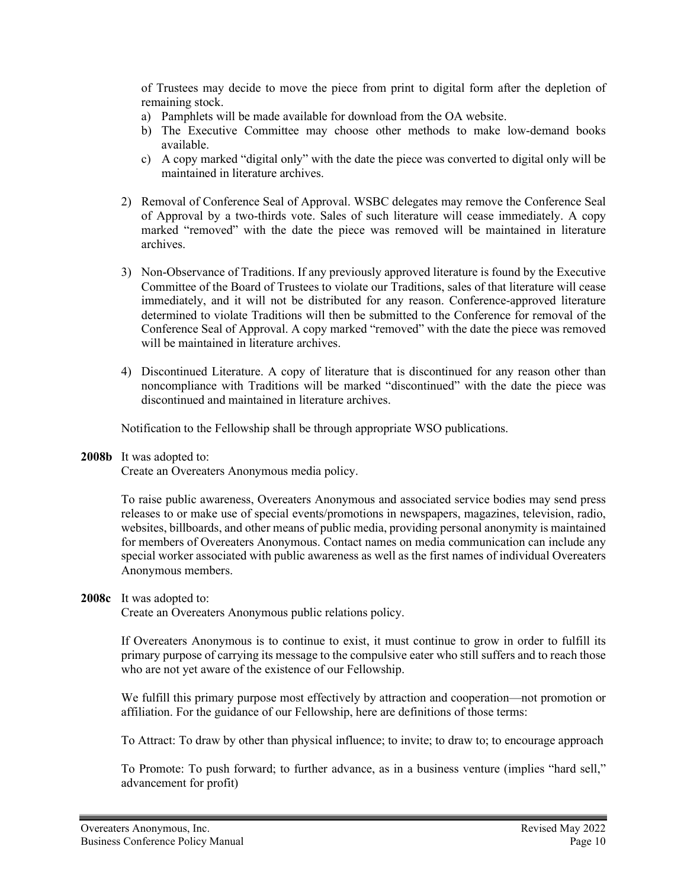of Trustees may decide to move the piece from print to digital form after the depletion of remaining stock.

a) Pamphlets will be made available for download from the OA website.
b) The Executive Committee may choose other methods to make low-demand books available.
c) A copy marked "digital only" with the date the piece was converted to digital only will be maintained in literature archives.

2) Removal of Conference Seal of Approval. WSBC delegates may remove the Conference Seal of Approval by a two-thirds vote. Sales of such literature will cease immediately. A copy marked "removed" with the date the piece was removed will be maintained in literature archives.

3) Non-Observance of Traditions. If any previously approved literature is found by the Executive Committee of the Board of Trustees to violate our Traditions, sales of that literature will cease immediately, and it will not be distributed for any reason. Conference-approved literature determined to violate Traditions will then be submitted to the Conference for removal of the Conference Seal of Approval. A copy marked "removed" with the date the piece was removed will be maintained in literature archives.

4) Discontinued Literature. A copy of literature that is discontinued for any reason other than noncompliance with Traditions will be marked "discontinued" with the date the piece was discontinued and maintained in literature archives.

Notification to the Fellowship shall be through appropriate WSO publications.

**2008b** It was adopted to:
Create an Overeaters Anonymous media policy.

To raise public awareness, Overeaters Anonymous and associated service bodies may send press releases to or make use of special events/promotions in newspapers, magazines, television, radio, websites, billboards, and other means of public media, providing personal anonymity is maintained for members of Overeaters Anonymous. Contact names on media communication can include any special worker associated with public awareness as well as the first names of individual Overeaters Anonymous members.

**2008c** It was adopted to:
Create an Overeaters Anonymous public relations policy.

If Overeaters Anonymous is to continue to exist, it must continue to grow in order to fulfill its primary purpose of carrying its message to the compulsive eater who still suffers and to reach those who are not yet aware of the existence of our Fellowship.

We fulfill this primary purpose most effectively by attraction and cooperation—not promotion or affiliation. For the guidance of our Fellowship, here are definitions of those terms:

To Attract: To draw by other than physical influence; to invite; to draw to; to encourage approach

To Promote: To push forward; to further advance, as in a business venture (implies "hard sell," advancement for profit)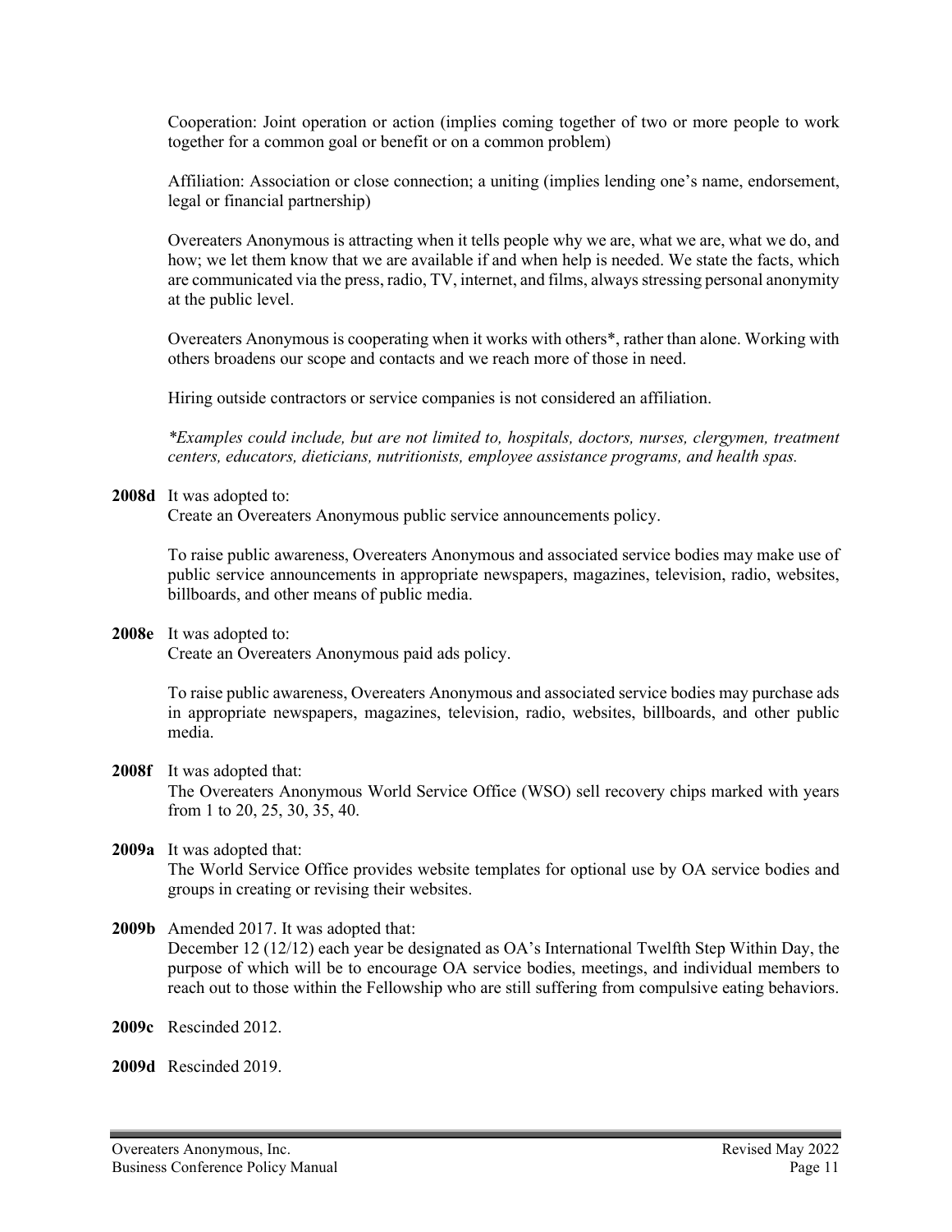Cooperation: Joint operation or action (implies coming together of two or more people to work together for a common goal or benefit or on a common problem)

Affiliation: Association or close connection; a uniting (implies lending one's name, endorsement, legal or financial partnership)

Overeaters Anonymous is attracting when it tells people why we are, what we are, what we do, and how; we let them know that we are available if and when help is needed. We state the facts, which are communicated via the press, radio, TV, internet, and films, always stressing personal anonymity at the public level.

Overeaters Anonymous is cooperating when it works with others*, rather than alone. Working with others broadens our scope and contacts and we reach more of those in need.

Hiring outside contractors or service companies is not considered an affiliation.

*\*Examples could include, but are not limited to, hospitals, doctors, nurses, clergymen, treatment centers, educators, dieticians, nutritionists, employee assistance programs, and health spas.*

**2008d** It was adopted to:
Create an Overeaters Anonymous public service announcements policy.

To raise public awareness, Overeaters Anonymous and associated service bodies may make use of public service announcements in appropriate newspapers, magazines, television, radio, websites, billboards, and other means of public media.

**2008e** It was adopted to:
Create an Overeaters Anonymous paid ads policy.

To raise public awareness, Overeaters Anonymous and associated service bodies may purchase ads in appropriate newspapers, magazines, television, radio, websites, billboards, and other public media.

**2008f** It was adopted that:
The Overeaters Anonymous World Service Office (WSO) sell recovery chips marked with years from 1 to 20, 25, 30, 35, 40.

**2009a** It was adopted that:
The World Service Office provides website templates for optional use by OA service bodies and groups in creating or revising their websites.

**2009b** Amended 2017. It was adopted that:
December 12 (12/12) each year be designated as OA's International Twelfth Step Within Day, the purpose of which will be to encourage OA service bodies, meetings, and individual members to reach out to those within the Fellowship who are still suffering from compulsive eating behaviors.

**2009c** Rescinded 2012.

**2009d** Rescinded 2019.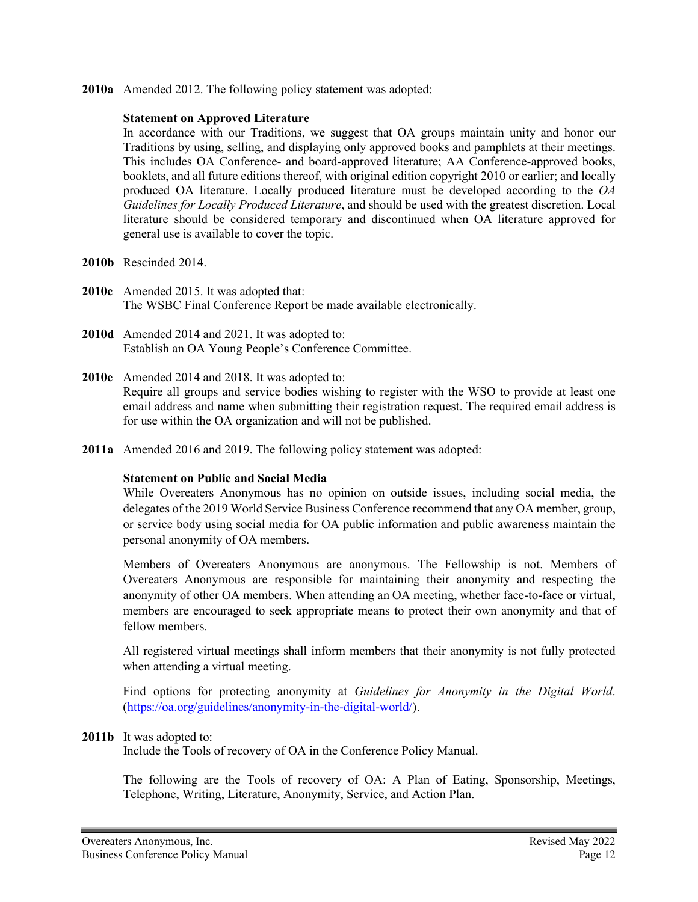**2010a** Amended 2012. The following policy statement was adopted:

**Statement on Approved Literature**

In accordance with our Traditions, we suggest that OA groups maintain unity and honor our Traditions by using, selling, and displaying only approved books and pamphlets at their meetings. This includes OA Conference- and board-approved literature; AA Conference-approved books, booklets, and all future editions thereof, with original edition copyright 2010 or earlier; and locally produced OA literature. Locally produced literature must be developed according to the *OA Guidelines for Locally Produced Literature*, and should be used with the greatest discretion. Local literature should be considered temporary and discontinued when OA literature approved for general use is available to cover the topic.

**2010b** Rescinded 2014.

**2010c** Amended 2015. It was adopted that:
The WSBC Final Conference Report be made available electronically.

**2010d** Amended 2014 and 2021. It was adopted to:
Establish an OA Young People's Conference Committee.

**2010e** Amended 2014 and 2018. It was adopted to:
Require all groups and service bodies wishing to register with the WSO to provide at least one email address and name when submitting their registration request. The required email address is for use within the OA organization and will not be published.

**2011a** Amended 2016 and 2019. The following policy statement was adopted:

**Statement on Public and Social Media**

While Overeaters Anonymous has no opinion on outside issues, including social media, the delegates of the 2019 World Service Business Conference recommend that any OA member, group, or service body using social media for OA public information and public awareness maintain the personal anonymity of OA members.

Members of Overeaters Anonymous are anonymous. The Fellowship is not. Members of Overeaters Anonymous are responsible for maintaining their anonymity and respecting the anonymity of other OA members. When attending an OA meeting, whether face-to-face or virtual, members are encouraged to seek appropriate means to protect their own anonymity and that of fellow members.

All registered virtual meetings shall inform members that their anonymity is not fully protected when attending a virtual meeting.

Find options for protecting anonymity at *Guidelines for Anonymity in the Digital World*. (https://oa.org/guidelines/anonymity-in-the-digital-world/).

**2011b** It was adopted to:
Include the Tools of recovery of OA in the Conference Policy Manual.

The following are the Tools of recovery of OA: A Plan of Eating, Sponsorship, Meetings, Telephone, Writing, Literature, Anonymity, Service, and Action Plan.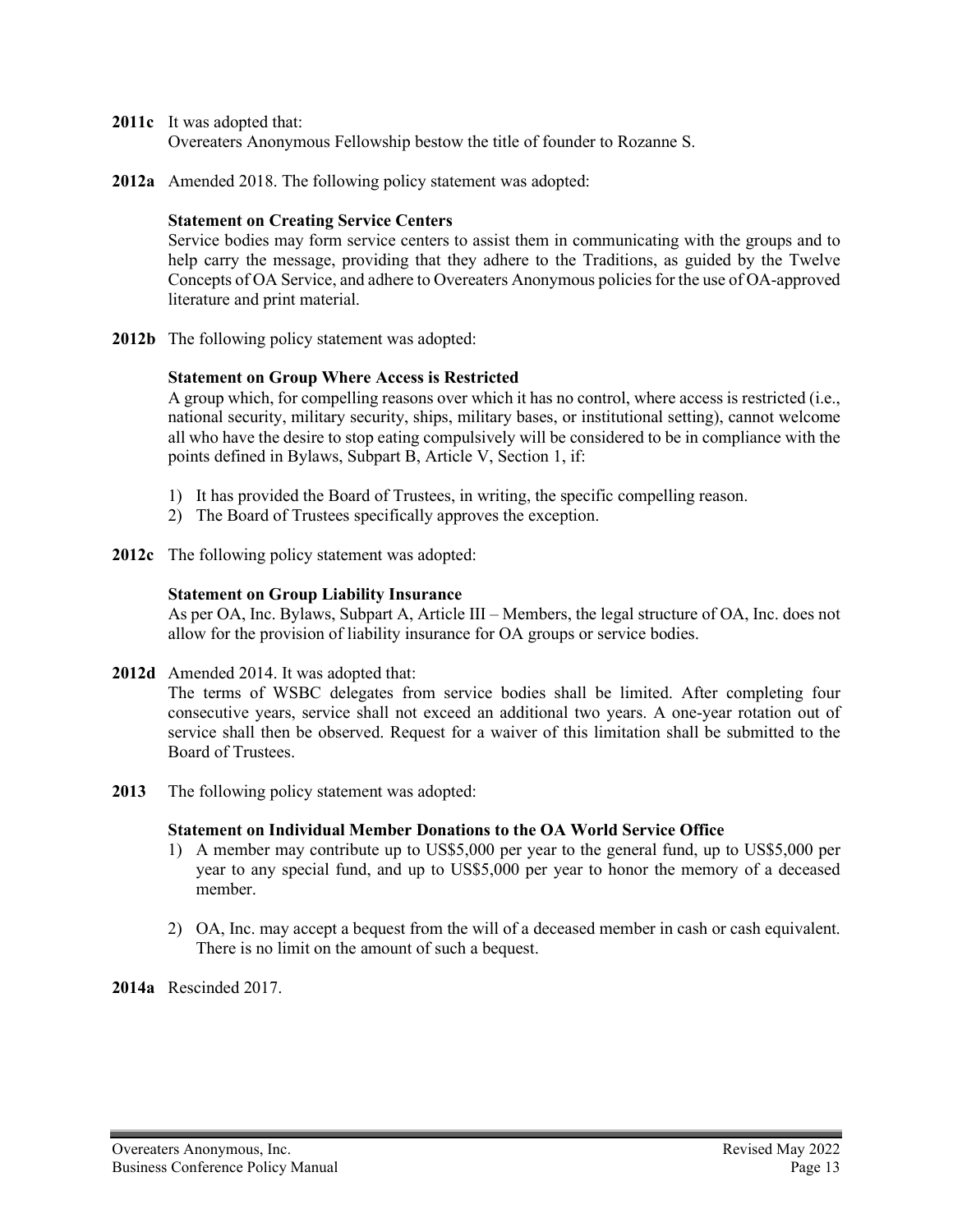**2011c** It was adopted that:
Overeaters Anonymous Fellowship bestow the title of founder to Rozanne S.

**2012a** Amended 2018. The following policy statement was adopted:

**Statement on Creating Service Centers**
Service bodies may form service centers to assist them in communicating with the groups and to help carry the message, providing that they adhere to the Traditions, as guided by the Twelve Concepts of OA Service, and adhere to Overeaters Anonymous policies for the use of OA-approved literature and print material.

**2012b** The following policy statement was adopted:

**Statement on Group Where Access is Restricted**
A group which, for compelling reasons over which it has no control, where access is restricted (i.e., national security, military security, ships, military bases, or institutional setting), cannot welcome all who have the desire to stop eating compulsively will be considered to be in compliance with the points defined in Bylaws, Subpart B, Article V, Section 1, if:

1) It has provided the Board of Trustees, in writing, the specific compelling reason.
2) The Board of Trustees specifically approves the exception.

**2012c** The following policy statement was adopted:

**Statement on Group Liability Insurance**
As per OA, Inc. Bylaws, Subpart A, Article III – Members, the legal structure of OA, Inc. does not allow for the provision of liability insurance for OA groups or service bodies.

**2012d** Amended 2014. It was adopted that:
The terms of WSBC delegates from service bodies shall be limited. After completing four consecutive years, service shall not exceed an additional two years. A one-year rotation out of service shall then be observed. Request for a waiver of this limitation shall be submitted to the Board of Trustees.

**2013** The following policy statement was adopted:

**Statement on Individual Member Donations to the OA World Service Office**

1) A member may contribute up to US$5,000 per year to the general fund, up to US$5,000 per year to any special fund, and up to US$5,000 per year to honor the memory of a deceased member.

2) OA, Inc. may accept a bequest from the will of a deceased member in cash or cash equivalent. There is no limit on the amount of such a bequest.

**2014a** Rescinded 2017.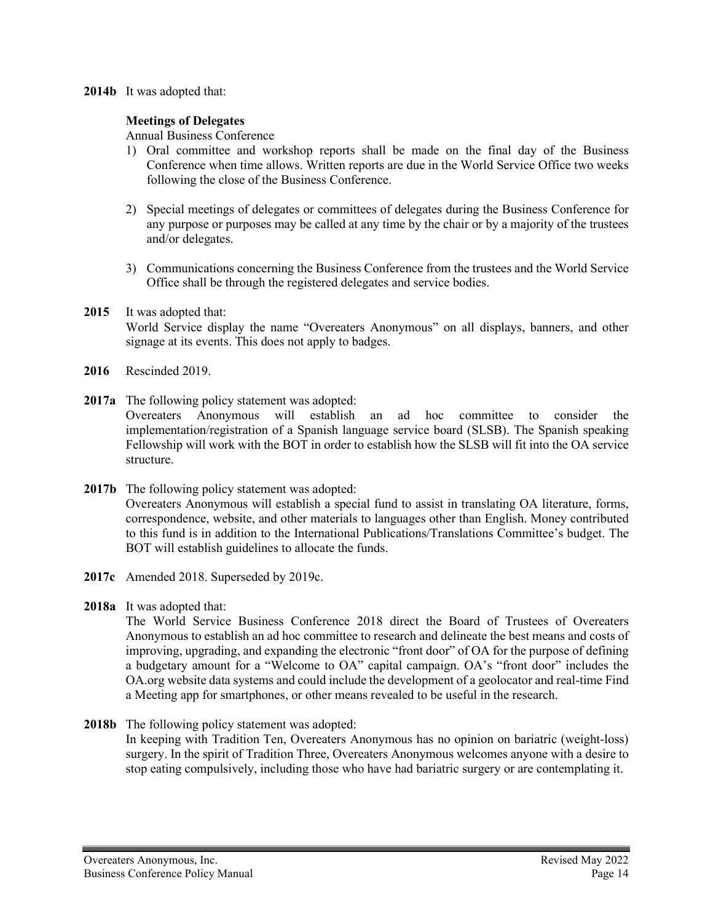**2014b** It was adopted that:

**Meetings of Delegates**

Annual Business Conference

1) Oral committee and workshop reports shall be made on the final day of the Business Conference when time allows. Written reports are due in the World Service Office two weeks following the close of the Business Conference.

2) Special meetings of delegates or committees of delegates during the Business Conference for any purpose or purposes may be called at any time by the chair or by a majority of the trustees and/or delegates.

3) Communications concerning the Business Conference from the trustees and the World Service Office shall be through the registered delegates and service bodies.

**2015** It was adopted that:
World Service display the name "Overeaters Anonymous" on all displays, banners, and other signage at its events. This does not apply to badges.

**2016** Rescinded 2019.

**2017a** The following policy statement was adopted:
Overeaters Anonymous will establish an ad hoc committee to consider the implementation/registration of a Spanish language service board (SLSB). The Spanish speaking Fellowship will work with the BOT in order to establish how the SLSB will fit into the OA service structure.

**2017b** The following policy statement was adopted:
Overeaters Anonymous will establish a special fund to assist in translating OA literature, forms, correspondence, website, and other materials to languages other than English. Money contributed to this fund is in addition to the International Publications/Translations Committee's budget. The BOT will establish guidelines to allocate the funds.

**2017c** Amended 2018. Superseded by 2019c.

**2018a** It was adopted that:
The World Service Business Conference 2018 direct the Board of Trustees of Overeaters Anonymous to establish an ad hoc committee to research and delineate the best means and costs of improving, upgrading, and expanding the electronic "front door" of OA for the purpose of defining a budgetary amount for a "Welcome to OA" capital campaign. OA's "front door" includes the OA.org website data systems and could include the development of a geolocator and real-time Find a Meeting app for smartphones, or other means revealed to be useful in the research.

**2018b** The following policy statement was adopted:
In keeping with Tradition Ten, Overeaters Anonymous has no opinion on bariatric (weight-loss) surgery. In the spirit of Tradition Three, Overeaters Anonymous welcomes anyone with a desire to stop eating compulsively, including those who have had bariatric surgery or are contemplating it.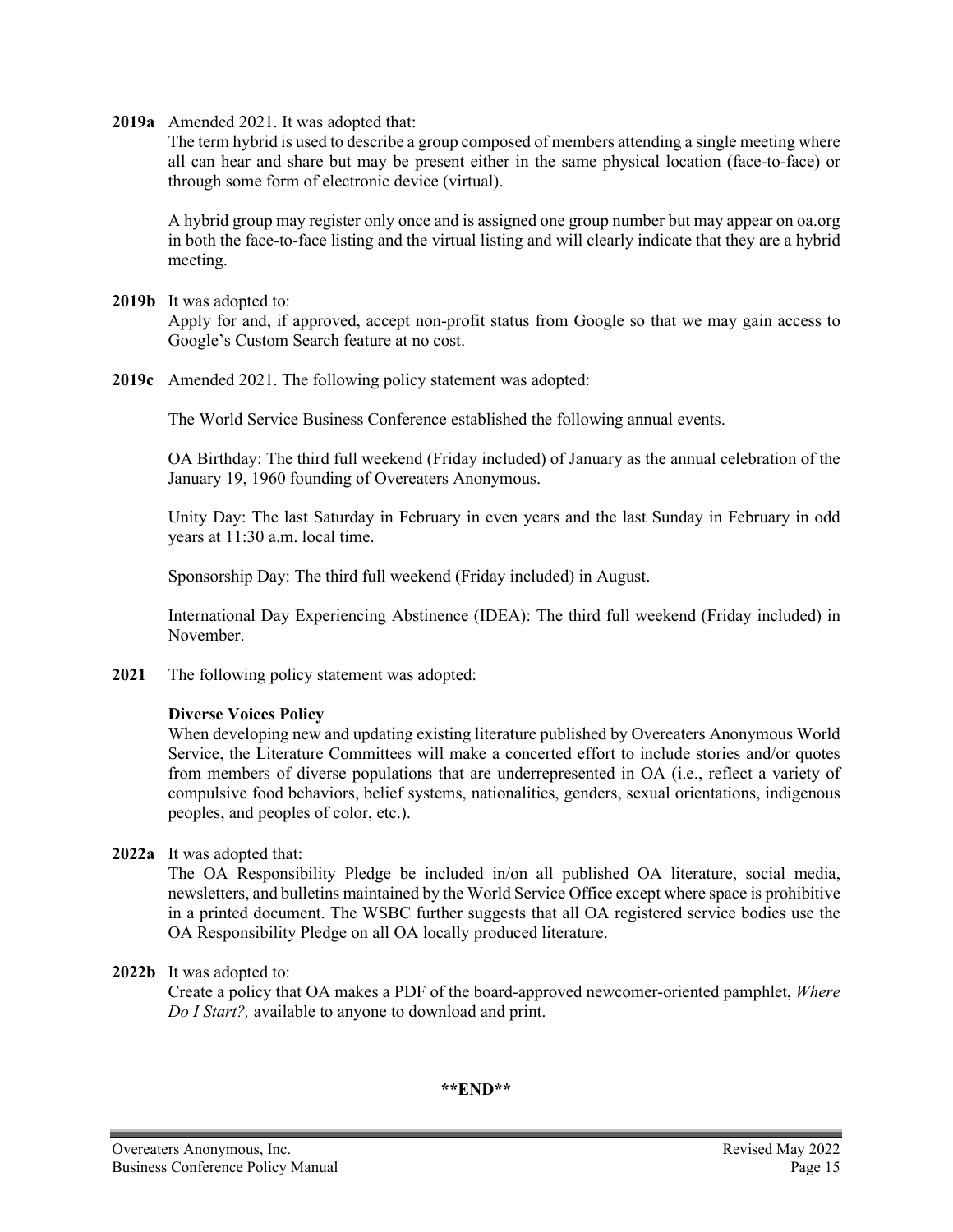**2019a** Amended 2021. It was adopted that:
The term hybrid is used to describe a group composed of members attending a single meeting where all can hear and share but may be present either in the same physical location (face-to-face) or through some form of electronic device (virtual).

A hybrid group may register only once and is assigned one group number but may appear on oa.org in both the face-to-face listing and the virtual listing and will clearly indicate that they are a hybrid meeting.

**2019b** It was adopted to:
Apply for and, if approved, accept non-profit status from Google so that we may gain access to Google's Custom Search feature at no cost.

**2019c** Amended 2021. The following policy statement was adopted:

The World Service Business Conference established the following annual events.

OA Birthday: The third full weekend (Friday included) of January as the annual celebration of the January 19, 1960 founding of Overeaters Anonymous.

Unity Day: The last Saturday in February in even years and the last Sunday in February in odd years at 11:30 a.m. local time.

Sponsorship Day: The third full weekend (Friday included) in August.

International Day Experiencing Abstinence (IDEA): The third full weekend (Friday included) in November.

**2021** The following policy statement was adopted:

**Diverse Voices Policy**
When developing new and updating existing literature published by Overeaters Anonymous World Service, the Literature Committees will make a concerted effort to include stories and/or quotes from members of diverse populations that are underrepresented in OA (i.e., reflect a variety of compulsive food behaviors, belief systems, nationalities, genders, sexual orientations, indigenous peoples, and peoples of color, etc.).

**2022a** It was adopted that:
The OA Responsibility Pledge be included in/on all published OA literature, social media, newsletters, and bulletins maintained by the World Service Office except where space is prohibitive in a printed document. The WSBC further suggests that all OA registered service bodies use the OA Responsibility Pledge on all OA locally produced literature.

**2022b** It was adopted to:
Create a policy that OA makes a PDF of the board-approved newcomer-oriented pamphlet, *Where Do I Start?,* available to anyone to download and print.

**\*\*END\*\***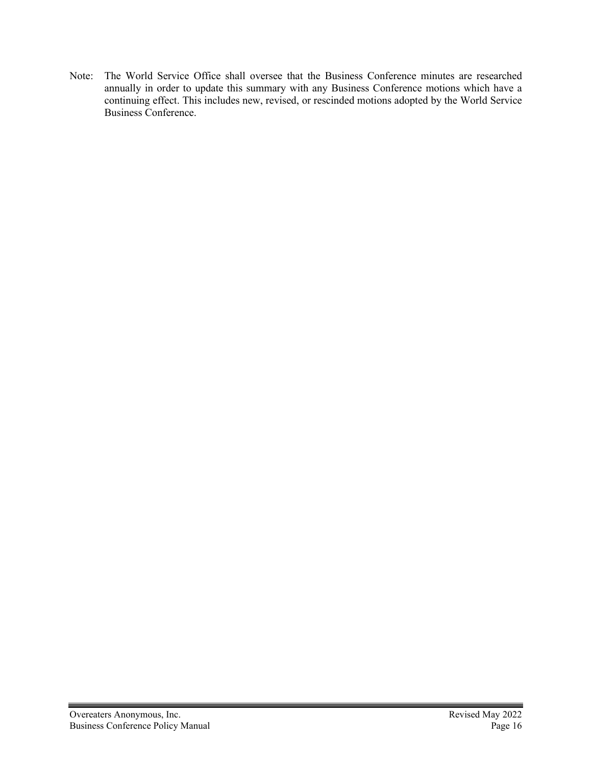Note: The World Service Office shall oversee that the Business Conference minutes are researched annually in order to update this summary with any Business Conference motions which have a continuing effect. This includes new, revised, or rescinded motions adopted by the World Service Business Conference.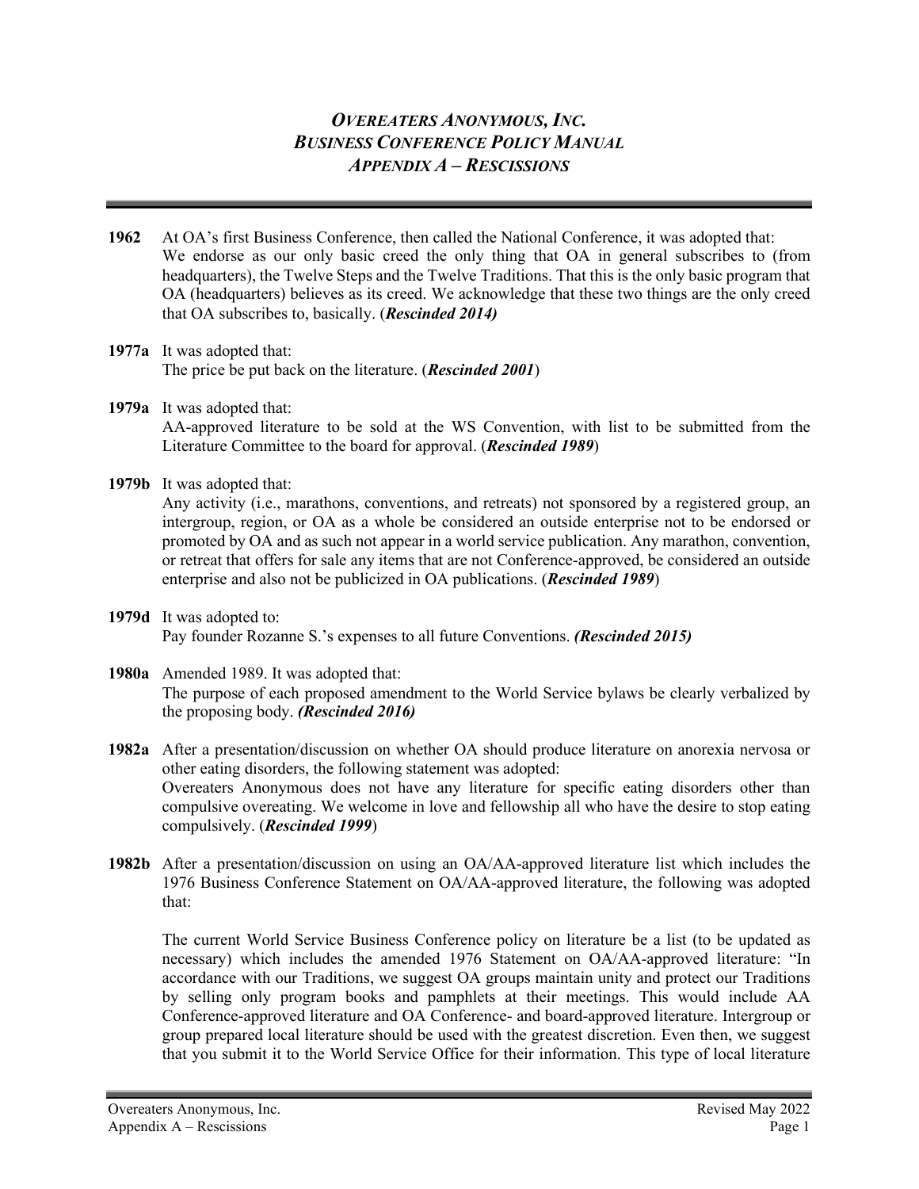# *OVEREATERS ANONYMOUS, INC.*
# *BUSINESS CONFERENCE POLICY MANUAL*
# *APPENDIX A – RESCISSIONS*

**1962** At OA's first Business Conference, then called the National Conference, it was adopted that: We endorse as our only basic creed the only thing that OA in general subscribes to (from headquarters), the Twelve Steps and the Twelve Traditions. That this is the only basic program that OA (headquarters) believes as its creed. We acknowledge that these two things are the only creed that OA subscribes to, basically. (***Rescinded 2014)***

**1977a** It was adopted that:
The price be put back on the literature. (***Rescinded 2001***)

**1979a** It was adopted that:
AA-approved literature to be sold at the WS Convention, with list to be submitted from the Literature Committee to the board for approval. (***Rescinded 1989***)

**1979b** It was adopted that:
Any activity (i.e., marathons, conventions, and retreats) not sponsored by a registered group, an intergroup, region, or OA as a whole be considered an outside enterprise not to be endorsed or promoted by OA and as such not appear in a world service publication. Any marathon, convention, or retreat that offers for sale any items that are not Conference-approved, be considered an outside enterprise and also not be publicized in OA publications. (***Rescinded 1989***)

**1979d** It was adopted to:
Pay founder Rozanne S.'s expenses to all future Conventions. ***(Rescinded 2015)***

**1980a** Amended 1989. It was adopted that:
The purpose of each proposed amendment to the World Service bylaws be clearly verbalized by the proposing body. ***(Rescinded 2016)***

**1982a** After a presentation/discussion on whether OA should produce literature on anorexia nervosa or other eating disorders, the following statement was adopted:
Overeaters Anonymous does not have any literature for specific eating disorders other than compulsive overeating. We welcome in love and fellowship all who have the desire to stop eating compulsively. (***Rescinded 1999***)

**1982b** After a presentation/discussion on using an OA/AA-approved literature list which includes the 1976 Business Conference Statement on OA/AA-approved literature, the following was adopted that:

The current World Service Business Conference policy on literature be a list (to be updated as necessary) which includes the amended 1976 Statement on OA/AA-approved literature: "In accordance with our Traditions, we suggest OA groups maintain unity and protect our Traditions by selling only program books and pamphlets at their meetings. This would include AA Conference-approved literature and OA Conference- and board-approved literature. Intergroup or group prepared local literature should be used with the greatest discretion. Even then, we suggest that you submit it to the World Service Office for their information. This type of local literature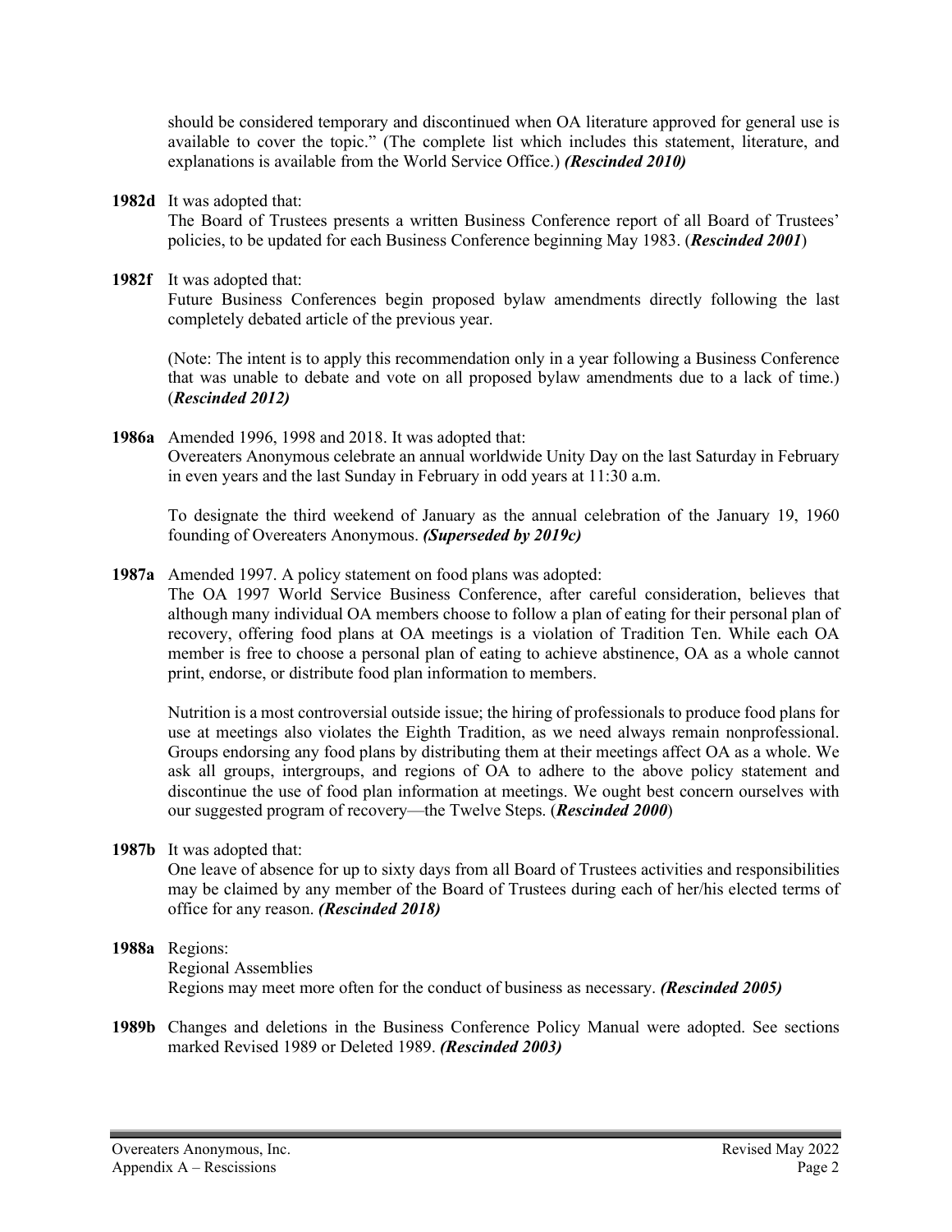should be considered temporary and discontinued when OA literature approved for general use is available to cover the topic." (The complete list which includes this statement, literature, and explanations is available from the World Service Office.) ***(Rescinded 2010)***

**1982d** It was adopted that:
The Board of Trustees presents a written Business Conference report of all Board of Trustees' policies, to be updated for each Business Conference beginning May 1983. (***Rescinded 2001***)

**1982f** It was adopted that:
Future Business Conferences begin proposed bylaw amendments directly following the last completely debated article of the previous year.

(Note: The intent is to apply this recommendation only in a year following a Business Conference that was unable to debate and vote on all proposed bylaw amendments due to a lack of time.) (***Rescinded 2012)***

**1986a** Amended 1996, 1998 and 2018. It was adopted that:
Overeaters Anonymous celebrate an annual worldwide Unity Day on the last Saturday in February in even years and the last Sunday in February in odd years at 11:30 a.m.

To designate the third weekend of January as the annual celebration of the January 19, 1960 founding of Overeaters Anonymous. ***(Superseded by 2019c)***

**1987a** Amended 1997. A policy statement on food plans was adopted:
The OA 1997 World Service Business Conference, after careful consideration, believes that although many individual OA members choose to follow a plan of eating for their personal plan of recovery, offering food plans at OA meetings is a violation of Tradition Ten. While each OA member is free to choose a personal plan of eating to achieve abstinence, OA as a whole cannot print, endorse, or distribute food plan information to members.

Nutrition is a most controversial outside issue; the hiring of professionals to produce food plans for use at meetings also violates the Eighth Tradition, as we need always remain nonprofessional. Groups endorsing any food plans by distributing them at their meetings affect OA as a whole. We ask all groups, intergroups, and regions of OA to adhere to the above policy statement and discontinue the use of food plan information at meetings. We ought best concern ourselves with our suggested program of recovery—the Twelve Steps. (***Rescinded 2000***)

**1987b** It was adopted that:
One leave of absence for up to sixty days from all Board of Trustees activities and responsibilities may be claimed by any member of the Board of Trustees during each of her/his elected terms of office for any reason. ***(Rescinded 2018)***

**1988a** Regions:
Regional Assemblies
Regions may meet more often for the conduct of business as necessary. ***(Rescinded 2005)***

**1989b** Changes and deletions in the Business Conference Policy Manual were adopted. See sections marked Revised 1989 or Deleted 1989. ***(Rescinded 2003)***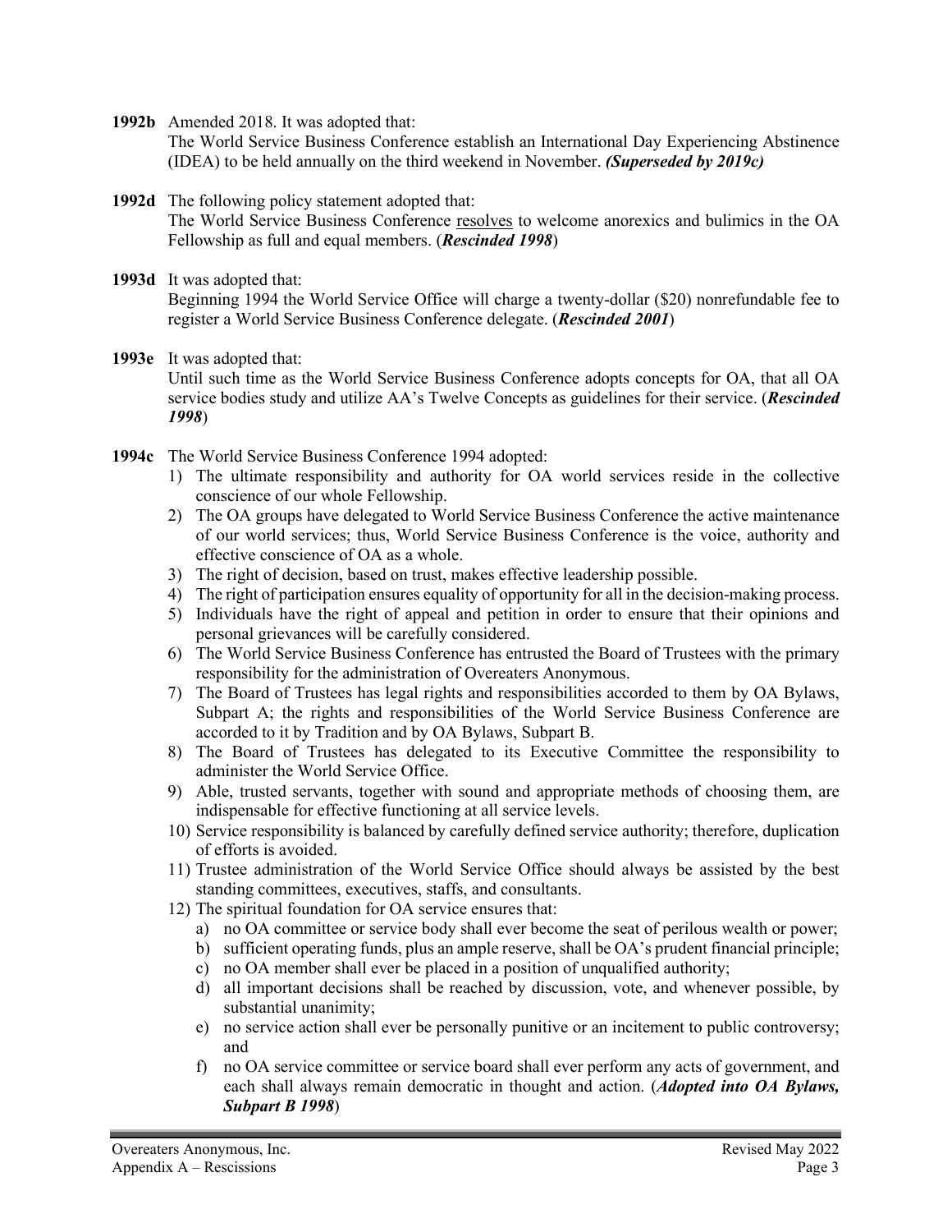**1992b** Amended 2018. It was adopted that:
The World Service Business Conference establish an International Day Experiencing Abstinence (IDEA) to be held annually on the third weekend in November. ***(Superseded by 2019c)***

**1992d** The following policy statement adopted that:
The World Service Business Conference resolves to welcome anorexics and bulimics in the OA Fellowship as full and equal members. (***Rescinded 1998***)

**1993d** It was adopted that:
Beginning 1994 the World Service Office will charge a twenty-dollar ($20) nonrefundable fee to register a World Service Business Conference delegate. (***Rescinded 2001***)

**1993e** It was adopted that:
Until such time as the World Service Business Conference adopts concepts for OA, that all OA service bodies study and utilize AA's Twelve Concepts as guidelines for their service. (***Rescinded 1998***)

**1994c** The World Service Business Conference 1994 adopted:

1) The ultimate responsibility and authority for OA world services reside in the collective conscience of our whole Fellowship.
2) The OA groups have delegated to World Service Business Conference the active maintenance of our world services; thus, World Service Business Conference is the voice, authority and effective conscience of OA as a whole.
3) The right of decision, based on trust, makes effective leadership possible.
4) The right of participation ensures equality of opportunity for all in the decision-making process.
5) Individuals have the right of appeal and petition in order to ensure that their opinions and personal grievances will be carefully considered.
6) The World Service Business Conference has entrusted the Board of Trustees with the primary responsibility for the administration of Overeaters Anonymous.
7) The Board of Trustees has legal rights and responsibilities accorded to them by OA Bylaws, Subpart A; the rights and responsibilities of the World Service Business Conference are accorded to it by Tradition and by OA Bylaws, Subpart B.
8) The Board of Trustees has delegated to its Executive Committee the responsibility to administer the World Service Office.
9) Able, trusted servants, together with sound and appropriate methods of choosing them, are indispensable for effective functioning at all service levels.
10) Service responsibility is balanced by carefully defined service authority; therefore, duplication of efforts is avoided.
11) Trustee administration of the World Service Office should always be assisted by the best standing committees, executives, staffs, and consultants.
12) The spiritual foundation for OA service ensures that:
    a) no OA committee or service body shall ever become the seat of perilous wealth or power;
    b) sufficient operating funds, plus an ample reserve, shall be OA's prudent financial principle;
    c) no OA member shall ever be placed in a position of unqualified authority;
    d) all important decisions shall be reached by discussion, vote, and whenever possible, by substantial unanimity;
    e) no service action shall ever be personally punitive or an incitement to public controversy; and
    f) no OA service committee or service board shall ever perform any acts of government, and each shall always remain democratic in thought and action. (***Adopted into OA Bylaws, Subpart B 1998***)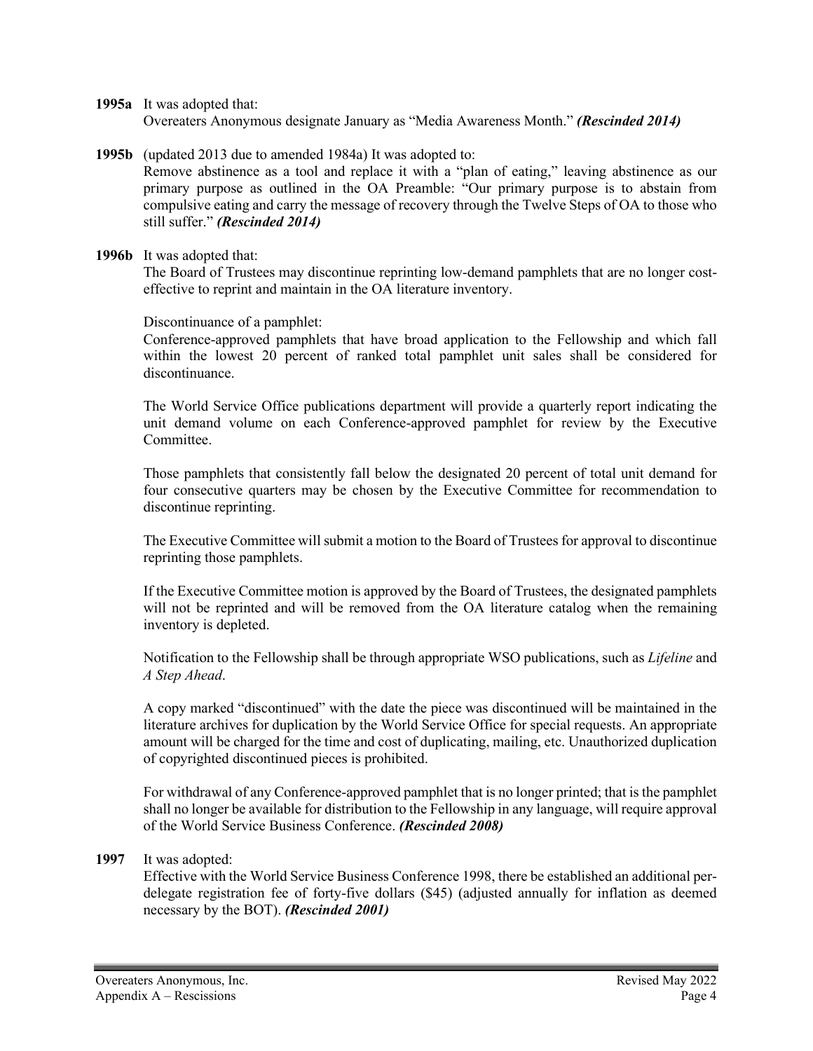**1995a** It was adopted that:
Overeaters Anonymous designate January as "Media Awareness Month." ***(Rescinded 2014)***

**1995b** (updated 2013 due to amended 1984a) It was adopted to:
Remove abstinence as a tool and replace it with a "plan of eating," leaving abstinence as our primary purpose as outlined in the OA Preamble: "Our primary purpose is to abstain from compulsive eating and carry the message of recovery through the Twelve Steps of OA to those who still suffer." ***(Rescinded 2014)***

**1996b** It was adopted that:
The Board of Trustees may discontinue reprinting low-demand pamphlets that are no longer cost-effective to reprint and maintain in the OA literature inventory.

Discontinuance of a pamphlet:
Conference-approved pamphlets that have broad application to the Fellowship and which fall within the lowest 20 percent of ranked total pamphlet unit sales shall be considered for discontinuance.

The World Service Office publications department will provide a quarterly report indicating the unit demand volume on each Conference-approved pamphlet for review by the Executive Committee.

Those pamphlets that consistently fall below the designated 20 percent of total unit demand for four consecutive quarters may be chosen by the Executive Committee for recommendation to discontinue reprinting.

The Executive Committee will submit a motion to the Board of Trustees for approval to discontinue reprinting those pamphlets.

If the Executive Committee motion is approved by the Board of Trustees, the designated pamphlets will not be reprinted and will be removed from the OA literature catalog when the remaining inventory is depleted.

Notification to the Fellowship shall be through appropriate WSO publications, such as *Lifeline* and *A Step Ahead*.

A copy marked "discontinued" with the date the piece was discontinued will be maintained in the literature archives for duplication by the World Service Office for special requests. An appropriate amount will be charged for the time and cost of duplicating, mailing, etc. Unauthorized duplication of copyrighted discontinued pieces is prohibited.

For withdrawal of any Conference-approved pamphlet that is no longer printed; that is the pamphlet shall no longer be available for distribution to the Fellowship in any language, will require approval of the World Service Business Conference. ***(Rescinded 2008)***

**1997** It was adopted:
Effective with the World Service Business Conference 1998, there be established an additional per-delegate registration fee of forty-five dollars ($45) (adjusted annually for inflation as deemed necessary by the BOT). ***(Rescinded 2001)***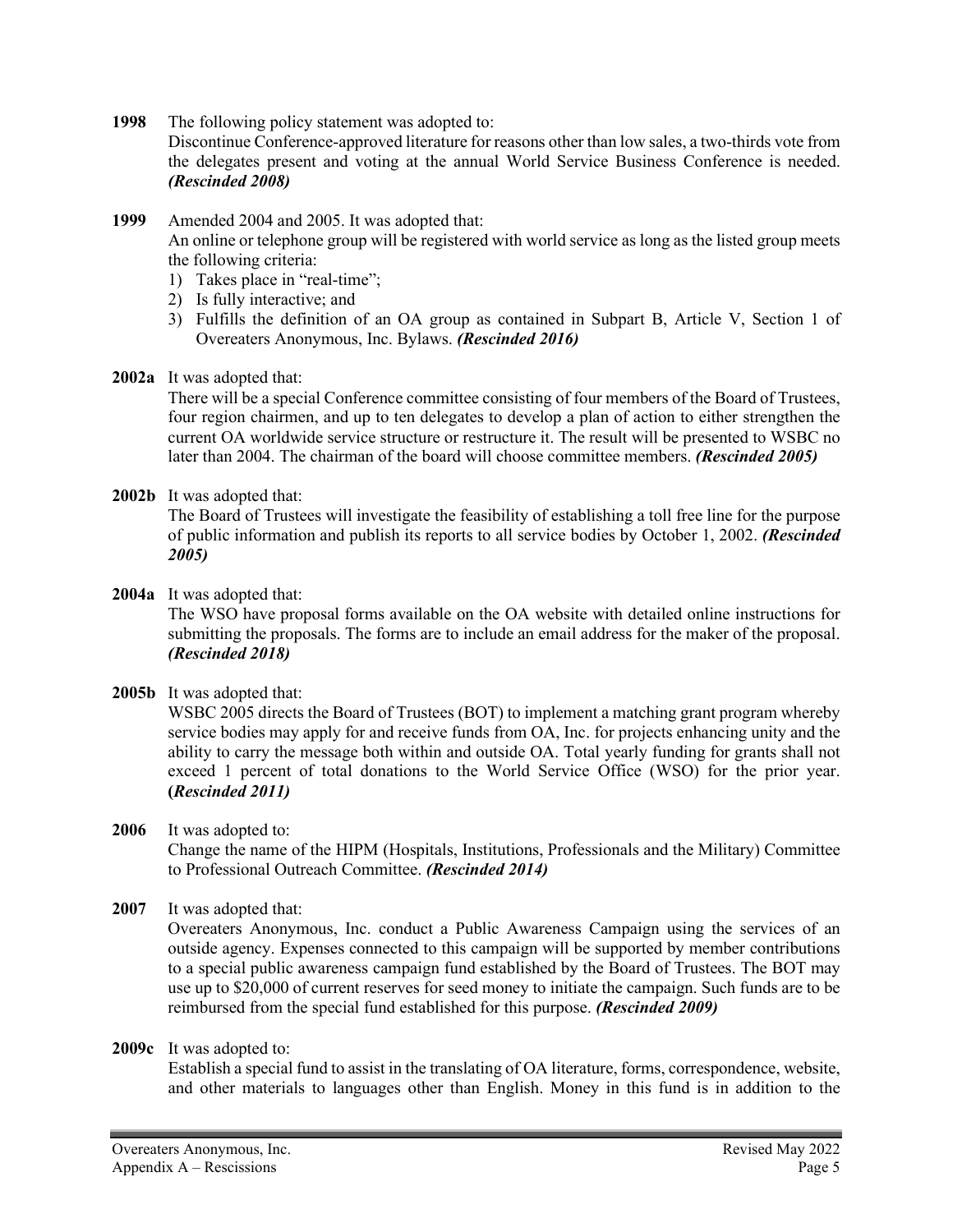**1998** The following policy statement was adopted to:
Discontinue Conference-approved literature for reasons other than low sales, a two-thirds vote from the delegates present and voting at the annual World Service Business Conference is needed. ***(Rescinded 2008)***

**1999** Amended 2004 and 2005. It was adopted that:
An online or telephone group will be registered with world service as long as the listed group meets the following criteria:
1) Takes place in "real-time";
2) Is fully interactive; and
3) Fulfills the definition of an OA group as contained in Subpart B, Article V, Section 1 of Overeaters Anonymous, Inc. Bylaws. ***(Rescinded 2016)***

**2002a** It was adopted that:
There will be a special Conference committee consisting of four members of the Board of Trustees, four region chairmen, and up to ten delegates to develop a plan of action to either strengthen the current OA worldwide service structure or restructure it. The result will be presented to WSBC no later than 2004. The chairman of the board will choose committee members. ***(Rescinded 2005)***

**2002b** It was adopted that:
The Board of Trustees will investigate the feasibility of establishing a toll free line for the purpose of public information and publish its reports to all service bodies by October 1, 2002. ***(Rescinded 2005)***

**2004a** It was adopted that:
The WSO have proposal forms available on the OA website with detailed online instructions for submitting the proposals. The forms are to include an email address for the maker of the proposal. ***(Rescinded 2018)***

**2005b** It was adopted that:
WSBC 2005 directs the Board of Trustees (BOT) to implement a matching grant program whereby service bodies may apply for and receive funds from OA, Inc. for projects enhancing unity and the ability to carry the message both within and outside OA. Total yearly funding for grants shall not exceed 1 percent of total donations to the World Service Office (WSO) for the prior year. **(*Rescinded 2011)***

**2006** It was adopted to:
Change the name of the HIPM (Hospitals, Institutions, Professionals and the Military) Committee to Professional Outreach Committee. ***(Rescinded 2014)***

**2007** It was adopted that:
Overeaters Anonymous, Inc. conduct a Public Awareness Campaign using the services of an outside agency. Expenses connected to this campaign will be supported by member contributions to a special public awareness campaign fund established by the Board of Trustees. The BOT may use up to $20,000 of current reserves for seed money to initiate the campaign. Such funds are to be reimbursed from the special fund established for this purpose. ***(Rescinded 2009)***

**2009c** It was adopted to:
Establish a special fund to assist in the translating of OA literature, forms, correspondence, website, and other materials to languages other than English. Money in this fund is in addition to the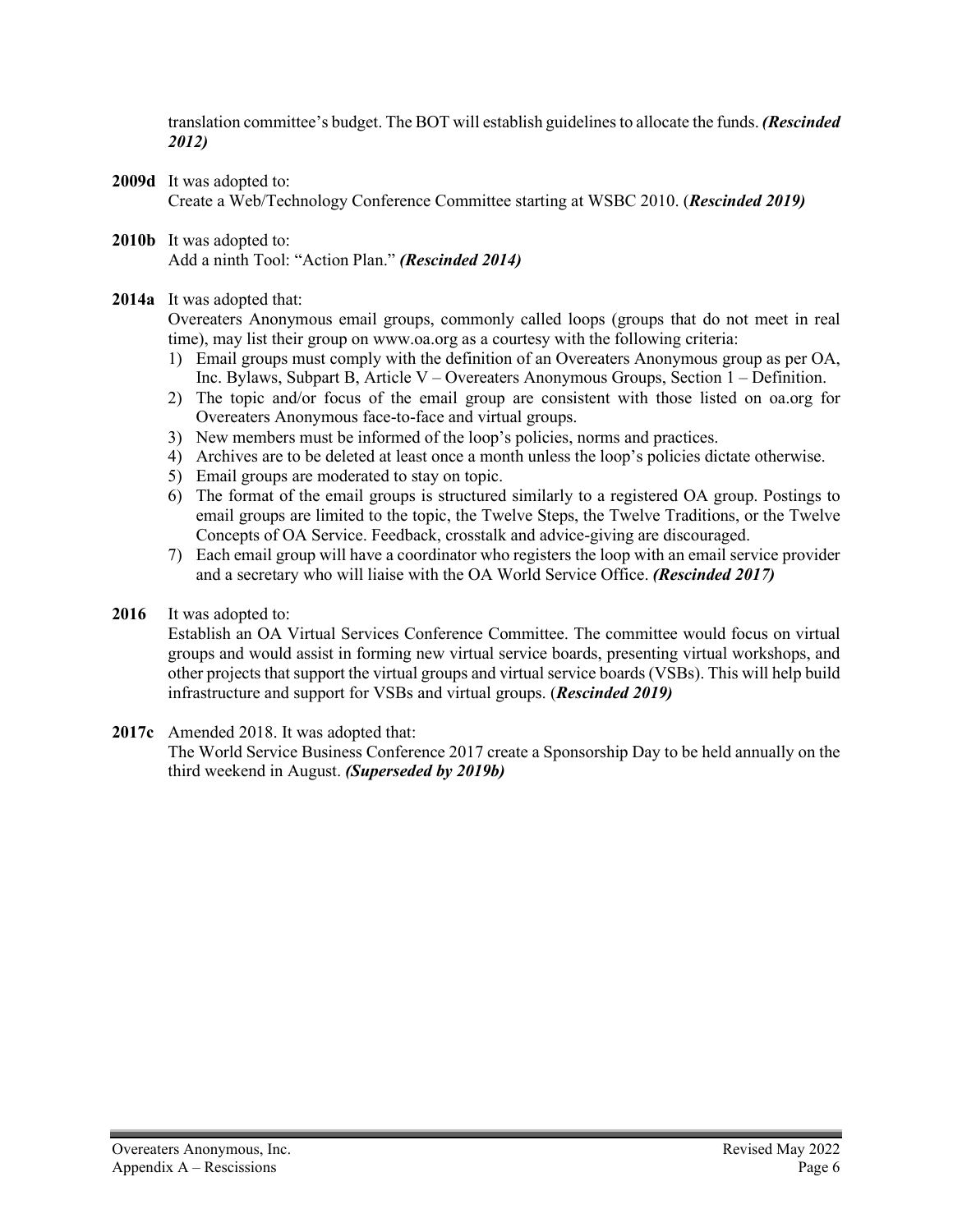translation committee's budget. The BOT will establish guidelines to allocate the funds. ***(Rescinded 2012)***

**2009d** It was adopted to:
Create a Web/Technology Conference Committee starting at WSBC 2010. (***Rescinded 2019)***

**2010b** It was adopted to:
Add a ninth Tool: "Action Plan." ***(Rescinded 2014)***

**2014a** It was adopted that:
Overeaters Anonymous email groups, commonly called loops (groups that do not meet in real time), may list their group on www.oa.org as a courtesy with the following criteria:

1) Email groups must comply with the definition of an Overeaters Anonymous group as per OA, Inc. Bylaws, Subpart B, Article V – Overeaters Anonymous Groups, Section 1 – Definition.
2) The topic and/or focus of the email group are consistent with those listed on oa.org for Overeaters Anonymous face-to-face and virtual groups.
3) New members must be informed of the loop's policies, norms and practices.
4) Archives are to be deleted at least once a month unless the loop's policies dictate otherwise.
5) Email groups are moderated to stay on topic.
6) The format of the email groups is structured similarly to a registered OA group. Postings to email groups are limited to the topic, the Twelve Steps, the Twelve Traditions, or the Twelve Concepts of OA Service. Feedback, crosstalk and advice-giving are discouraged.
7) Each email group will have a coordinator who registers the loop with an email service provider and a secretary who will liaise with the OA World Service Office. ***(Rescinded 2017)***

**2016** It was adopted to:
Establish an OA Virtual Services Conference Committee. The committee would focus on virtual groups and would assist in forming new virtual service boards, presenting virtual workshops, and other projects that support the virtual groups and virtual service boards (VSBs). This will help build infrastructure and support for VSBs and virtual groups. (***Rescinded 2019)***

**2017c** Amended 2018. It was adopted that:
The World Service Business Conference 2017 create a Sponsorship Day to be held annually on the third weekend in August. ***(Superseded by 2019b)***